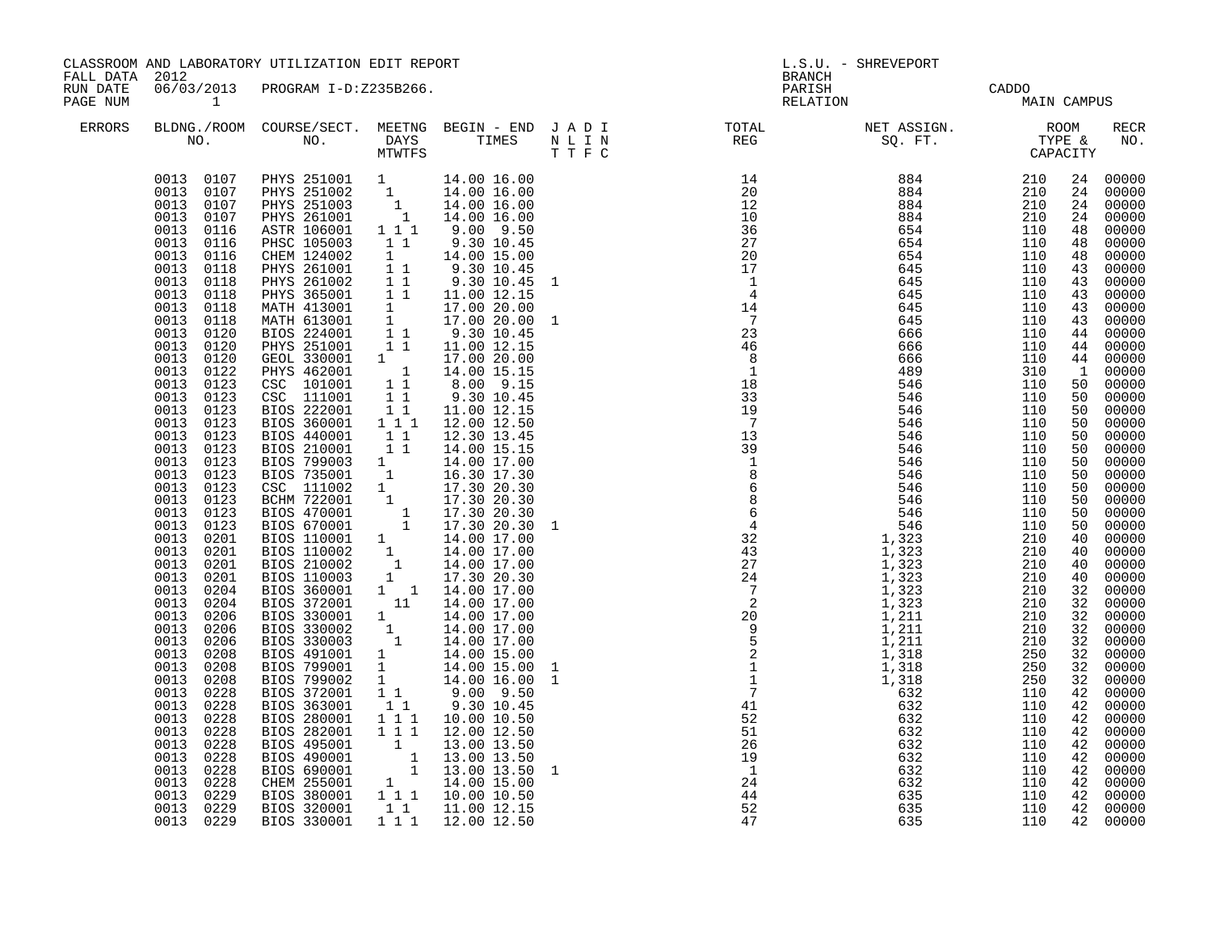CLASSROOM AND LABORATORY UTILIZATION EDIT REPORT
FALL DATA 2012
RUN DATE 06/03/2013 PROGRAM I-D:Z235B266.
PAGE NUM 1

L.S.U. - SHREVEPORT
BRANCH
PARISH CADDO
RELATION MAIN CAMPUS

| ERRORS | BLDNG./ROOM NO. | COURSE/SECT. NO. | MEETNG DAYS MTWTFS | BEGIN - END TIMES | J A D I N L I N T T F C | TOTAL REG | NET ASSIGN. SQ. FT. | ROOM TYPE & CAPACITY | | RECR NO. |
|---|---|---|---|---|---|---|---|---|---|---|
| | 0013 0107 | PHYS 251001 | 1 | 14.00 16.00 | | 14 | 884 | 210 | 24 | 00000 |
| | 0013 0107 | PHYS 251002 | 1 | 14.00 16.00 | | 20 | 884 | 210 | 24 | 00000 |
| | 0013 0107 | PHYS 251003 | 1 | 14.00 16.00 | | 12 | 884 | 210 | 24 | 00000 |
| | 0013 0107 | PHYS 261001 | 1 | 14.00 16.00 | | 10 | 884 | 210 | 24 | 00000 |
| | 0013 0116 | ASTR 106001 | 1 1 1 | 9.00 9.50 | | 36 | 654 | 110 | 48 | 00000 |
| | 0013 0116 | PHSC 105003 | 1 1 | 9.30 10.45 | | 27 | 654 | 110 | 48 | 00000 |
| | 0013 0116 | CHEM 124002 | 1 | 14.00 15.00 | | 20 | 654 | 110 | 48 | 00000 |
| | 0013 0118 | PHYS 261001 | 1 1 | 9.30 10.45 | | 17 | 645 | 110 | 43 | 00000 |
| | 0013 0118 | PHYS 261002 | 1 1 | 9.30 10.45 | 1 | 1 | 645 | 110 | 43 | 00000 |
| | 0013 0118 | PHYS 365001 | 1 1 | 11.00 12.15 | | 4 | 645 | 110 | 43 | 00000 |
| | 0013 0118 | MATH 413001 | 1 | 17.00 20.00 | | 14 | 645 | 110 | 43 | 00000 |
| | 0013 0118 | MATH 613001 | 1 | 17.00 20.00 | 1 | 7 | 645 | 110 | 43 | 00000 |
| | 0013 0120 | BIOS 224001 | 1 1 | 9.30 10.45 | | 23 | 666 | 110 | 44 | 00000 |
| | 0013 0120 | PHYS 251001 | 1 1 | 11.00 12.15 | | 46 | 666 | 110 | 44 | 00000 |
| | 0013 0120 | GEOL 330001 | 1 | 17.00 20.00 | | 8 | 666 | 110 | 44 | 00000 |
| | 0013 0122 | PHYS 462001 | 1 | 14.00 15.15 | | 1 | 489 | 310 | 1 | 00000 |
| | 0013 0123 | CSC 101001 | 1 1 | 8.00 9.15 | | 18 | 546 | 110 | 50 | 00000 |
| | 0013 0123 | CSC 111001 | 1 1 | 9.30 10.45 | | 33 | 546 | 110 | 50 | 00000 |
| | 0013 0123 | BIOS 222001 | 1 1 | 11.00 12.15 | | 19 | 546 | 110 | 50 | 00000 |
| | 0013 0123 | BIOS 360001 | 1 1 1 | 12.00 12.50 | | 7 | 546 | 110 | 50 | 00000 |
| | 0013 0123 | BIOS 440001 | 1 1 | 12.30 13.45 | | 13 | 546 | 110 | 50 | 00000 |
| | 0013 0123 | BIOS 210001 | 1 1 | 14.00 15.15 | | 39 | 546 | 110 | 50 | 00000 |
| | 0013 0123 | BIOS 799003 | 1 | 14.00 17.00 | | 1 | 546 | 110 | 50 | 00000 |
| | 0013 0123 | BIOS 735001 | 1 | 16.30 17.30 | | 8 | 546 | 110 | 50 | 00000 |
| | 0013 0123 | CSC 111002 | 1 | 17.30 20.30 | | 6 | 546 | 110 | 50 | 00000 |
| | 0013 0123 | BCHM 722001 | 1 | 17.30 20.30 | | 8 | 546 | 110 | 50 | 00000 |
| | 0013 0123 | BIOS 470001 | 1 | 17.30 20.30 | | 6 | 546 | 110 | 50 | 00000 |
| | 0013 0123 | BIOS 670001 | 1 | 17.30 20.30 | 1 | 4 | 546 | 110 | 50 | 00000 |
| | 0013 0201 | BIOS 110001 | 1 | 14.00 17.00 | | 32 | 1,323 | 210 | 40 | 00000 |
| | 0013 0201 | BIOS 110002 | 1 | 14.00 17.00 | | 43 | 1,323 | 210 | 40 | 00000 |
| | 0013 0201 | BIOS 210002 | 1 | 14.00 17.00 | | 27 | 1,323 | 210 | 40 | 00000 |
| | 0013 0201 | BIOS 110003 | 1 | 17.30 20.30 | | 24 | 1,323 | 210 | 40 | 00000 |
| | 0013 0204 | BIOS 360001 | 1 1 | 14.00 17.00 | | 7 | 1,323 | 210 | 32 | 00000 |
| | 0013 0204 | BIOS 372001 | 11 | 14.00 17.00 | | 2 | 1,323 | 210 | 32 | 00000 |
| | 0013 0206 | BIOS 330001 | 1 | 14.00 17.00 | | 20 | 1,211 | 210 | 32 | 00000 |
| | 0013 0206 | BIOS 330002 | 1 | 14.00 17.00 | | 9 | 1,211 | 210 | 32 | 00000 |
| | 0013 0206 | BIOS 330003 | 1 | 14.00 17.00 | | 5 | 1,211 | 210 | 32 | 00000 |
| | 0013 0208 | BIOS 491001 | 1 | 14.00 15.00 | | 2 | 1,318 | 250 | 32 | 00000 |
| | 0013 0208 | BIOS 799001 | 1 | 14.00 15.00 | 1 | 1 | 1,318 | 250 | 32 | 00000 |
| | 0013 0208 | BIOS 799002 | 1 | 14.00 16.00 | 1 | 1 | 1,318 | 250 | 32 | 00000 |
| | 0013 0228 | BIOS 372001 | 1 1 | 9.00 9.50 | | 7 | 632 | 110 | 42 | 00000 |
| | 0013 0228 | BIOS 363001 | 1 1 | 9.30 10.45 | | 41 | 632 | 110 | 42 | 00000 |
| | 0013 0228 | BIOS 280001 | 1 1 1 | 10.00 10.50 | | 52 | 632 | 110 | 42 | 00000 |
| | 0013 0228 | BIOS 282001 | 1 1 1 | 12.00 12.50 | | 51 | 632 | 110 | 42 | 00000 |
| | 0013 0228 | BIOS 495001 | 1 | 13.00 13.50 | | 26 | 632 | 110 | 42 | 00000 |
| | 0013 0228 | BIOS 490001 | 1 | 13.00 13.50 | | 19 | 632 | 110 | 42 | 00000 |
| | 0013 0228 | BIOS 690001 | 1 | 13.00 13.50 | 1 | 1 | 632 | 110 | 42 | 00000 |
| | 0013 0228 | CHEM 255001 | 1 | 14.00 15.00 | | 24 | 632 | 110 | 42 | 00000 |
| | 0013 0229 | BIOS 380001 | 1 1 1 | 10.00 10.50 | | 44 | 635 | 110 | 42 | 00000 |
| | 0013 0229 | BIOS 320001 | 1 1 | 11.00 12.15 | | 52 | 635 | 110 | 42 | 00000 |
| | 0013 0229 | BIOS 330001 | 1 1 1 | 12.00 12.50 | | 47 | 635 | 110 | 42 | 00000 |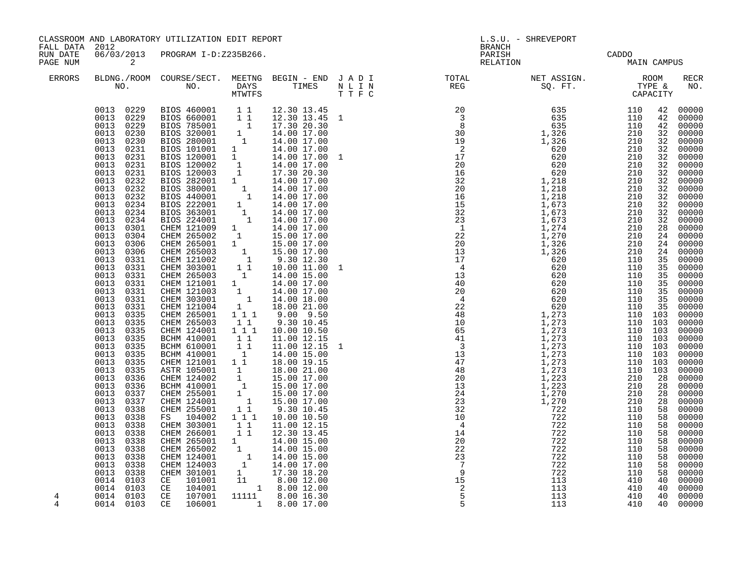CLASSROOM AND LABORATORY UTILIZATION EDIT REPORT
FALL DATA 2012
RUN DATE 06/03/2013 PROGRAM I-D:Z235B266.
PAGE NUM 2

L.S.U. - SHREVEPORT
BRANCH
PARISH CADDO
RELATION MAIN CAMPUS

| ERRORS | BLDNG./ROOM NO. | COURSE/SECT. NO. | MEETNG DAYS MTWTFS | BEGIN - END TIMES | J A D I N L I N T T F C | TOTAL REG | NET ASSIGN. SQ. FT. | ROOM TYPE & CAPACITY | | RECR NO. |
|---|---|---|---|---|---|---|---|---|---|---|
| | 0013 0229 | BIOS 460001 | 1 1 | 12.30 13.45 | | 20 | 635 | 110 | 42 | 00000 |
| | 0013 0229 | BIOS 660001 | 1 1 | 12.30 13.45 | 1 | 3 | 635 | 110 | 42 | 00000 |
| | 0013 0229 | BIOS 785001 | 1 | 17.30 20.30 | | 8 | 635 | 110 | 42 | 00000 |
| | 0013 0230 | BIOS 320001 | 1 | 14.00 17.00 | | 30 | 1,326 | 210 | 32 | 00000 |
| | 0013 0230 | BIOS 280001 | 1 | 14.00 17.00 | | 19 | 1,326 | 210 | 32 | 00000 |
| | 0013 0231 | BIOS 101001 | 1 | 14.00 17.00 | | 2 | 620 | 210 | 32 | 00000 |
| | 0013 0231 | BIOS 120001 | 1 | 14.00 17.00 | 1 | 17 | 620 | 210 | 32 | 00000 |
| | 0013 0231 | BIOS 120002 | 1 | 14.00 17.00 | | 20 | 620 | 210 | 32 | 00000 |
| | 0013 0231 | BIOS 120003 | 1 | 17.30 20.30 | | 16 | 620 | 210 | 32 | 00000 |
| | 0013 0232 | BIOS 282001 | 1 | 14.00 17.00 | | 32 | 1,218 | 210 | 32 | 00000 |
| | 0013 0232 | BIOS 380001 | 1 | 14.00 17.00 | | 20 | 1,218 | 210 | 32 | 00000 |
| | 0013 0232 | BIOS 440001 | 1 | 14.00 17.00 | | 16 | 1,218 | 210 | 32 | 00000 |
| | 0013 0234 | BIOS 222001 | 1 | 14.00 17.00 | | 15 | 1,673 | 210 | 32 | 00000 |
| | 0013 0234 | BIOS 363001 | 1 | 14.00 17.00 | | 32 | 1,673 | 210 | 32 | 00000 |
| | 0013 0234 | BIOS 224001 | 1 | 14.00 17.00 | | 23 | 1,673 | 210 | 32 | 00000 |
| | 0013 0301 | CHEM 121009 | 1 | 14.00 17.00 | | 1 | 1,274 | 210 | 28 | 00000 |
| | 0013 0304 | CHEM 265002 | 1 | 15.00 17.00 | | 22 | 1,270 | 210 | 24 | 00000 |
| | 0013 0306 | CHEM 265001 | 1 | 15.00 17.00 | | 20 | 1,326 | 210 | 24 | 00000 |
| | 0013 0306 | CHEM 265003 | 1 | 15.00 17.00 | | 13 | 1,326 | 210 | 24 | 00000 |
| | 0013 0331 | CHEM 121002 | 1 | 9.30 12.30 | | 17 | 620 | 110 | 35 | 00000 |
| | 0013 0331 | CHEM 303001 | 1 1 | 10.00 11.00 | 1 | 4 | 620 | 110 | 35 | 00000 |
| | 0013 0331 | CHEM 265003 | 1 | 14.00 15.00 | | 13 | 620 | 110 | 35 | 00000 |
| | 0013 0331 | CHEM 121001 | 1 | 14.00 17.00 | | 40 | 620 | 110 | 35 | 00000 |
| | 0013 0331 | CHEM 121003 | 1 | 14.00 17.00 | | 20 | 620 | 110 | 35 | 00000 |
| | 0013 0331 | CHEM 303001 | 1 | 14.00 18.00 | | 4 | 620 | 110 | 35 | 00000 |
| | 0013 0331 | CHEM 121004 | 1 | 18.00 21.00 | | 22 | 620 | 110 | 35 | 00000 |
| | 0013 0335 | CHEM 265001 | 1 1 1 | 9.00 9.50 | | 48 | 1,273 | 110 | 103 | 00000 |
| | 0013 0335 | CHEM 265003 | 1 1 | 9.30 10.45 | | 10 | 1,273 | 110 | 103 | 00000 |
| | 0013 0335 | CHEM 124001 | 1 1 1 | 10.00 10.50 | | 65 | 1,273 | 110 | 103 | 00000 |
| | 0013 0335 | BCHM 410001 | 1 1 | 11.00 12.15 | | 41 | 1,273 | 110 | 103 | 00000 |
| | 0013 0335 | BCHM 610001 | 1 1 | 11.00 12.15 | 1 | 3 | 1,273 | 110 | 103 | 00000 |
| | 0013 0335 | BCHM 410001 | 1 | 14.00 15.00 | | 13 | 1,273 | 110 | 103 | 00000 |
| | 0013 0335 | CHEM 121001 | 1 1 | 18.00 19.15 | | 47 | 1,273 | 110 | 103 | 00000 |
| | 0013 0335 | ASTR 105001 | 1 | 18.00 21.00 | | 48 | 1,273 | 110 | 103 | 00000 |
| | 0013 0336 | CHEM 124002 | 1 | 15.00 17.00 | | 20 | 1,223 | 210 | 28 | 00000 |
| | 0013 0336 | BCHM 410001 | 1 | 15.00 17.00 | | 13 | 1,223 | 210 | 28 | 00000 |
| | 0013 0337 | CHEM 255001 | 1 | 15.00 17.00 | | 24 | 1,270 | 210 | 28 | 00000 |
| | 0013 0337 | CHEM 124001 | 1 | 15.00 17.00 | | 23 | 1,270 | 210 | 28 | 00000 |
| | 0013 0338 | CHEM 255001 | 1 1 | 9.30 10.45 | | 32 | 722 | 110 | 58 | 00000 |
| | 0013 0338 | FS 104002 | 1 1 1 | 10.00 10.50 | | 10 | 722 | 110 | 58 | 00000 |
| | 0013 0338 | CHEM 303001 | 1 1 | 11.00 12.15 | | 4 | 722 | 110 | 58 | 00000 |
| | 0013 0338 | CHEM 266001 | 1 1 | 12.30 13.45 | | 14 | 722 | 110 | 58 | 00000 |
| | 0013 0338 | CHEM 265001 | 1 | 14.00 15.00 | | 20 | 722 | 110 | 58 | 00000 |
| | 0013 0338 | CHEM 265002 | 1 | 14.00 15.00 | | 22 | 722 | 110 | 58 | 00000 |
| | 0013 0338 | CHEM 124001 | 1 | 14.00 15.00 | | 23 | 722 | 110 | 58 | 00000 |
| | 0013 0338 | CHEM 124003 | 1 | 14.00 17.00 | | 7 | 722 | 110 | 58 | 00000 |
| | 0013 0338 | CHEM 301001 | 1 | 17.30 18.20 | | 9 | 722 | 110 | 58 | 00000 |
| | 0014 0103 | CE 101001 | 11 | 8.00 12.00 | | 15 | 113 | 410 | 40 | 00000 |
| | 0014 0103 | CE 104001 | 1 | 8.00 12.00 | | 2 | 113 | 410 | 40 | 00000 |
| 4 | 0014 0103 | CE 107001 | 11111 | 8.00 16.30 | | 5 | 113 | 410 | 40 | 00000 |
| 4 | 0014 0103 | CE 106001 | 1 | 8.00 17.00 | | 5 | 113 | 410 | 40 | 00000 |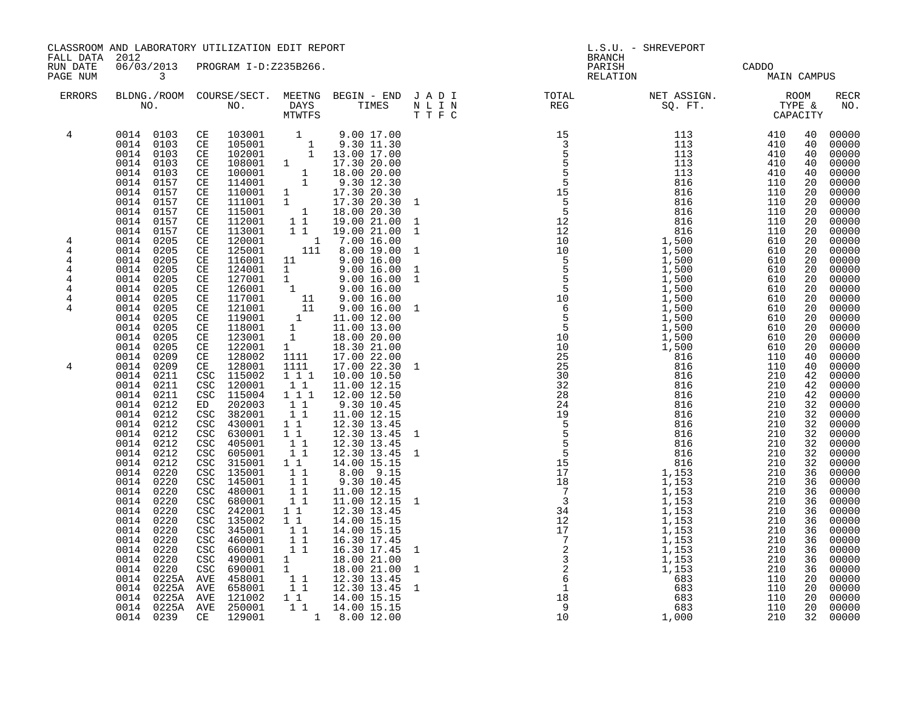CLASSROOM AND LABORATORY UTILIZATION EDIT REPORT
FALL DATA 2012
RUN DATE 06/03/2013 PROGRAM I-D:Z235B266.
PAGE NUM 3

L.S.U. - SHREVEPORT
BRANCH
PARISH CADDO
RELATION MAIN CAMPUS

| ERRORS | BLDNG./ROOM NO. | COURSE/SECT. NO. | MEETNG DAYS MTWTFS | BEGIN - END TIMES | J A D I N L I N T T F C | TOTAL REG | NET ASSIGN. SQ. FT. | ROOM TYPE & CAPACITY | | RECR NO. |
|---|---|---|---|---|---|---|---|---|---|---|
| 4 | 0014 0103 | CE 103001 | 1 | 9.00 17.00 | | 15 | 113 | 410 | 40 | 00000 |
| | 0014 0103 | CE 105001 | 1 | 9.30 11.30 | | 3 | 113 | 410 | 40 | 00000 |
| | 0014 0103 | CE 102001 | 1 | 13.00 17.00 | | 5 | 113 | 410 | 40 | 00000 |
| | 0014 0103 | CE 108001 | 1 | 17.30 20.00 | | 5 | 113 | 410 | 40 | 00000 |
| | 0014 0103 | CE 100001 | 1 | 18.00 20.00 | | 5 | 113 | 410 | 40 | 00000 |
| | 0014 0157 | CE 114001 | 1 | 9.30 12.30 | | 5 | 816 | 110 | 20 | 00000 |
| | 0014 0157 | CE 110001 | 1 | 17.30 20.30 | | 15 | 816 | 110 | 20 | 00000 |
| | 0014 0157 | CE 111001 | 1 | 17.30 20.30 | 1 | 5 | 816 | 110 | 20 | 00000 |
| | 0014 0157 | CE 115001 | 1 | 18.00 20.30 | | 5 | 816 | 110 | 20 | 00000 |
| | 0014 0157 | CE 112001 | 1 1 | 19.00 21.00 | 1 | 12 | 816 | 110 | 20 | 00000 |
| | 0014 0157 | CE 113001 | 1 1 | 19.00 21.00 | 1 | 12 | 816 | 110 | 20 | 00000 |
| 4 | 0014 0205 | CE 120001 | 1 | 7.00 16.00 | | 10 | 1,500 | 610 | 20 | 00000 |
| 4 | 0014 0205 | CE 125001 | 111 | 8.00 19.00 | 1 | 10 | 1,500 | 610 | 20 | 00000 |
| 4 | 0014 0205 | CE 116001 | 11 | 9.00 16.00 | | 5 | 1,500 | 610 | 20 | 00000 |
| 4 | 0014 0205 | CE 124001 | 1 | 9.00 16.00 | 1 | 5 | 1,500 | 610 | 20 | 00000 |
| 4 | 0014 0205 | CE 127001 | 1 | 9.00 16.00 | 1 | 5 | 1,500 | 610 | 20 | 00000 |
| 4 | 0014 0205 | CE 126001 | 1 | 9.00 16.00 | | 5 | 1,500 | 610 | 20 | 00000 |
| 4 | 0014 0205 | CE 117001 | 11 | 9.00 16.00 | | 10 | 1,500 | 610 | 20 | 00000 |
| 4 | 0014 0205 | CE 121001 | 11 | 9.00 16.00 | 1 | 6 | 1,500 | 610 | 20 | 00000 |
| | 0014 0205 | CE 119001 | 1 | 11.00 12.00 | | 5 | 1,500 | 610 | 20 | 00000 |
| | 0014 0205 | CE 118001 | 1 | 11.00 13.00 | | 5 | 1,500 | 610 | 20 | 00000 |
| | 0014 0205 | CE 123001 | 1 | 18.00 20.00 | | 10 | 1,500 | 610 | 20 | 00000 |
| | 0014 0205 | CE 122001 | 1 | 18.30 21.00 | | 10 | 1,500 | 610 | 20 | 00000 |
| | 0014 0209 | CE 128002 | 1111 | 17.00 22.00 | | 25 | 816 | 110 | 40 | 00000 |
| 4 | 0014 0209 | CE 128001 | 1111 | 17.00 22.30 | 1 | 25 | 816 | 110 | 40 | 00000 |
| | 0014 0211 | CSC 115002 | 1 1 1 | 10.00 10.50 | | 30 | 816 | 210 | 42 | 00000 |
| | 0014 0211 | CSC 120001 | 1 1 | 11.00 12.15 | | 32 | 816 | 210 | 42 | 00000 |
| | 0014 0211 | CSC 115004 | 1 1 1 | 12.00 12.50 | | 28 | 816 | 210 | 42 | 00000 |
| | 0014 0212 | ED 202003 | 1 1 | 9.30 10.45 | | 24 | 816 | 210 | 32 | 00000 |
| | 0014 0212 | CSC 382001 | 1 1 | 11.00 12.15 | | 19 | 816 | 210 | 32 | 00000 |
| | 0014 0212 | CSC 430001 | 1 1 | 12.30 13.45 | | 5 | 816 | 210 | 32 | 00000 |
| | 0014 0212 | CSC 630001 | 1 1 | 12.30 13.45 | 1 | 5 | 816 | 210 | 32 | 00000 |
| | 0014 0212 | CSC 405001 | 1 1 | 12.30 13.45 | | 5 | 816 | 210 | 32 | 00000 |
| | 0014 0212 | CSC 605001 | 1 1 | 12.30 13.45 | 1 | 5 | 816 | 210 | 32 | 00000 |
| | 0014 0212 | CSC 315001 | 1 1 | 14.00 15.15 | | 15 | 816 | 210 | 32 | 00000 |
| | 0014 0220 | CSC 135001 | 1 1 | 8.00 9.15 | | 17 | 1,153 | 210 | 36 | 00000 |
| | 0014 0220 | CSC 145001 | 1 1 | 9.30 10.45 | | 18 | 1,153 | 210 | 36 | 00000 |
| | 0014 0220 | CSC 480001 | 1 1 | 11.00 12.15 | | 7 | 1,153 | 210 | 36 | 00000 |
| | 0014 0220 | CSC 680001 | 1 1 | 11.00 12.15 | 1 | 3 | 1,153 | 210 | 36 | 00000 |
| | 0014 0220 | CSC 242001 | 1 1 | 12.30 13.45 | | 34 | 1,153 | 210 | 36 | 00000 |
| | 0014 0220 | CSC 135002 | 1 1 | 14.00 15.15 | | 12 | 1,153 | 210 | 36 | 00000 |
| | 0014 0220 | CSC 345001 | 1 1 | 14.00 15.15 | | 17 | 1,153 | 210 | 36 | 00000 |
| | 0014 0220 | CSC 460001 | 1 1 | 16.30 17.45 | | 7 | 1,153 | 210 | 36 | 00000 |
| | 0014 0220 | CSC 660001 | 1 1 | 16.30 17.45 | 1 | 2 | 1,153 | 210 | 36 | 00000 |
| | 0014 0220 | CSC 490001 | 1 | 18.00 21.00 | | 3 | 1,153 | 210 | 36 | 00000 |
| | 0014 0220 | CSC 690001 | 1 | 18.00 21.00 | 1 | 2 | 1,153 | 210 | 36 | 00000 |
| | 0014 0225A | AVE 458001 | 1 1 | 12.30 13.45 | | 6 | 683 | 110 | 20 | 00000 |
| | 0014 0225A | AVE 658001 | 1 1 | 12.30 13.45 | 1 | 1 | 683 | 110 | 20 | 00000 |
| | 0014 0225A | AVE 121002 | 1 1 | 14.00 15.15 | | 18 | 683 | 110 | 20 | 00000 |
| | 0014 0225A | AVE 250001 | 1 1 | 14.00 15.15 | | 9 | 683 | 110 | 20 | 00000 |
| | 0014 0239 | CE 129001 | 1 | 8.00 12.00 | | 10 | 1,000 | 210 | 32 | 00000 |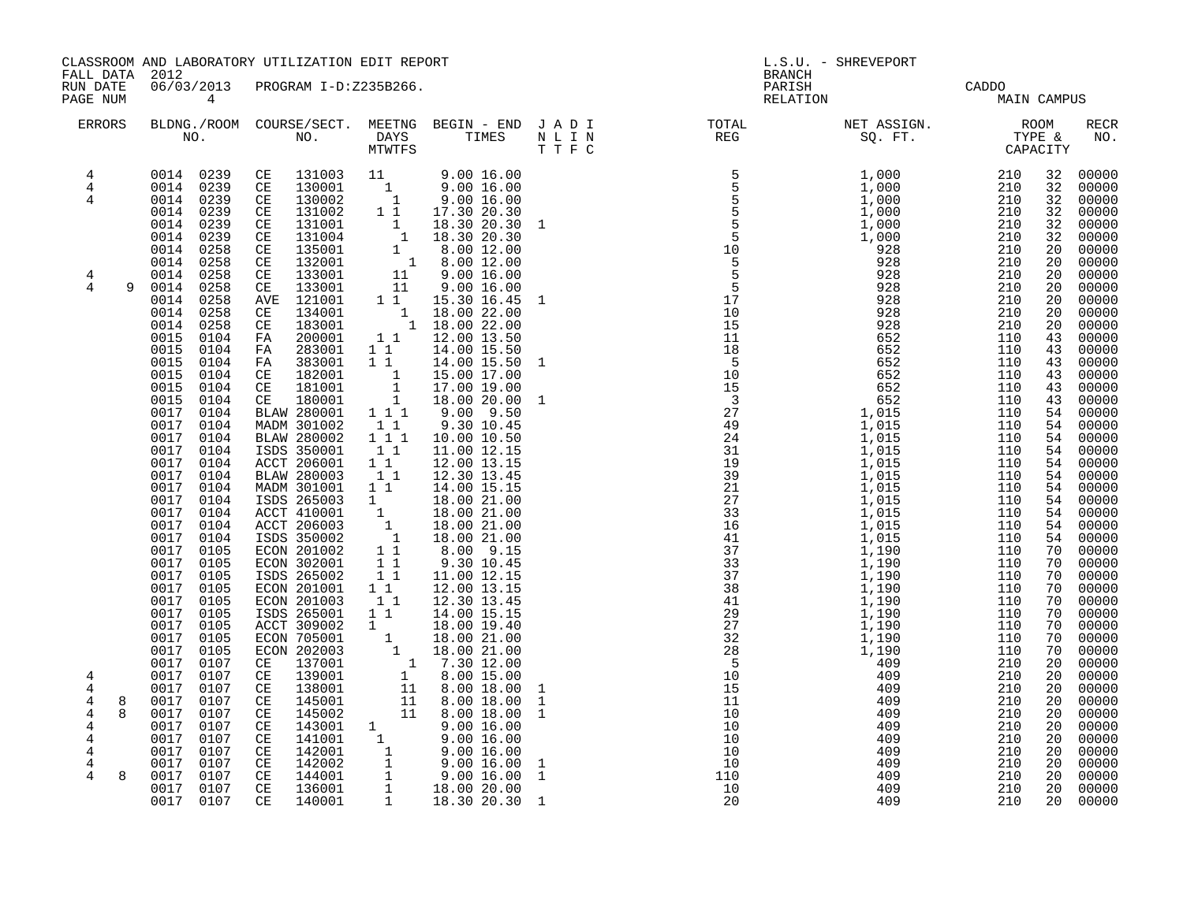CLASSROOM AND LABORATORY UTILIZATION EDIT REPORT
FALL DATA 2012
RUN DATE 06/03/2013 PROGRAM I-D:Z235B266.
PAGE NUM 4

L.S.U. - SHREVEPORT
BRANCH
PARISH CADDO
RELATION MAIN CAMPUS

| ERRORS | BLDNG./ROOM NO. | COURSE/SECT. NO. | MEETNG DAYS MTWTFS | BEGIN - END TIMES | J A D I N L I N T T F C | TOTAL REG | NET ASSIGN. SQ. FT. | ROOM TYPE & CAPACITY | RECR NO. |
|---|---|---|---|---|---|---|---|---|---|
| 4 | 0014 0239 | CE 131003 | 11 | 9.00 16.00 | | 5 | 1,000 | 210 32 | 00000 |
| 4 | 0014 0239 | CE 130001 | 1 | 9.00 16.00 | | 5 | 1,000 | 210 32 | 00000 |
| 4 | 0014 0239 | CE 130002 | 1 | 9.00 16.00 | | 5 | 1,000 | 210 32 | 00000 |
| | 0014 0239 | CE 131002 | 1 1 | 17.30 20.30 | | 5 | 1,000 | 210 32 | 00000 |
| | 0014 0239 | CE 131001 | 1 | 18.30 20.30 | 1 | 5 | 1,000 | 210 32 | 00000 |
| | 0014 0239 | CE 131004 | 1 | 18.30 20.30 | | 5 | 1,000 | 210 32 | 00000 |
| | 0014 0258 | CE 135001 | 1 | 8.00 12.00 | | 10 | 928 | 210 20 | 00000 |
| | 0014 0258 | CE 132001 | 1 | 8.00 12.00 | | 5 | 928 | 210 20 | 00000 |
| 4 | 0014 0258 | CE 133001 | 11 | 9.00 16.00 | | 5 | 928 | 210 20 | 00000 |
| 4 9 | 0014 0258 | CE 133001 | 11 | 9.00 16.00 | | 5 | 928 | 210 20 | 00000 |
| | 0014 0258 | AVE 121001 | 1 1 | 15.30 16.45 | 1 | 17 | 928 | 210 20 | 00000 |
| | 0014 0258 | CE 134001 | 1 | 18.00 22.00 | | 10 | 928 | 210 20 | 00000 |
| | 0014 0258 | CE 183001 | 1 | 18.00 22.00 | | 15 | 928 | 210 20 | 00000 |
| | 0015 0104 | FA 200001 | 1 1 | 12.00 13.50 | | 11 | 652 | 110 43 | 00000 |
| | 0015 0104 | FA 283001 | 1 1 | 14.00 15.50 | | 18 | 652 | 110 43 | 00000 |
| | 0015 0104 | FA 383001 | 1 1 | 14.00 15.50 | 1 | 5 | 652 | 110 43 | 00000 |
| | 0015 0104 | CE 182001 | 1 | 15.00 17.00 | | 10 | 652 | 110 43 | 00000 |
| | 0015 0104 | CE 181001 | 1 | 17.00 19.00 | | 15 | 652 | 110 43 | 00000 |
| | 0015 0104 | CE 180001 | 1 | 18.00 20.00 | 1 | 3 | 652 | 110 43 | 00000 |
| | 0017 0104 | BLAW 280001 | 1 1 1 | 9.00 9.50 | | 27 | 1,015 | 110 54 | 00000 |
| | 0017 0104 | MADM 301002 | 1 1 | 9.30 10.45 | | 49 | 1,015 | 110 54 | 00000 |
| | 0017 0104 | BLAW 280002 | 1 1 1 | 10.00 10.50 | | 24 | 1,015 | 110 54 | 00000 |
| | 0017 0104 | ISDS 350001 | 1 1 | 11.00 12.15 | | 31 | 1,015 | 110 54 | 00000 |
| | 0017 0104 | ACCT 206001 | 1 1 | 12.00 13.15 | | 19 | 1,015 | 110 54 | 00000 |
| | 0017 0104 | BLAW 280003 | 1 1 | 12.30 13.45 | | 39 | 1,015 | 110 54 | 00000 |
| | 0017 0104 | MADM 301001 | 1 1 | 14.00 15.15 | | 21 | 1,015 | 110 54 | 00000 |
| | 0017 0104 | ISDS 265003 | 1 | 18.00 21.00 | | 27 | 1,015 | 110 54 | 00000 |
| | 0017 0104 | ACCT 410001 | 1 | 18.00 21.00 | | 33 | 1,015 | 110 54 | 00000 |
| | 0017 0104 | ACCT 206003 | 1 | 18.00 21.00 | | 16 | 1,015 | 110 54 | 00000 |
| | 0017 0104 | ISDS 350002 | 1 | 18.00 21.00 | | 41 | 1,015 | 110 54 | 00000 |
| | 0017 0105 | ECON 201002 | 1 1 | 8.00 9.15 | | 37 | 1,190 | 110 70 | 00000 |
| | 0017 0105 | ECON 302001 | 1 1 | 9.30 10.45 | | 33 | 1,190 | 110 70 | 00000 |
| | 0017 0105 | ISDS 265002 | 1 1 | 11.00 12.15 | | 37 | 1,190 | 110 70 | 00000 |
| | 0017 0105 | ECON 201001 | 1 1 | 12.00 13.15 | | 38 | 1,190 | 110 70 | 00000 |
| | 0017 0105 | ECON 201003 | 1 1 | 12.30 13.45 | | 41 | 1,190 | 110 70 | 00000 |
| | 0017 0105 | ISDS 265001 | 1 1 | 14.00 15.15 | | 29 | 1,190 | 110 70 | 00000 |
| | 0017 0105 | ACCT 309002 | 1 | 18.00 19.40 | | 27 | 1,190 | 110 70 | 00000 |
| | 0017 0105 | ECON 705001 | 1 | 18.00 21.00 | | 32 | 1,190 | 110 70 | 00000 |
| | 0017 0105 | ECON 202003 | 1 | 18.00 21.00 | | 28 | 1,190 | 110 70 | 00000 |
| | 0017 0107 | CE 137001 | 1 | 7.30 12.00 | | 5 | 409 | 210 20 | 00000 |
| 4 | 0017 0107 | CE 139001 | 1 | 8.00 15.00 | | 10 | 409 | 210 20 | 00000 |
| 4 | 0017 0107 | CE 138001 | 11 | 8.00 18.00 | 1 | 15 | 409 | 210 20 | 00000 |
| 4 8 | 0017 0107 | CE 145001 | 11 | 8.00 18.00 | 1 | 11 | 409 | 210 20 | 00000 |
| 4 8 | 0017 0107 | CE 145002 | 11 | 8.00 18.00 | 1 | 10 | 409 | 210 20 | 00000 |
| 4 | 0017 0107 | CE 143001 | 1 | 9.00 16.00 | | 10 | 409 | 210 20 | 00000 |
| 4 | 0017 0107 | CE 141001 | 1 | 9.00 16.00 | | 10 | 409 | 210 20 | 00000 |
| 4 | 0017 0107 | CE 142001 | 1 | 9.00 16.00 | | 10 | 409 | 210 20 | 00000 |
| 4 | 0017 0107 | CE 142002 | 1 | 9.00 16.00 | 1 | 10 | 409 | 210 20 | 00000 |
| 4 8 | 0017 0107 | CE 144001 | 1 | 9.00 16.00 | 1 | 110 | 409 | 210 20 | 00000 |
| | 0017 0107 | CE 136001 | 1 | 18.00 20.00 | | 10 | 409 | 210 20 | 00000 |
| | 0017 0107 | CE 140001 | 1 | 18.30 20.30 | 1 | 20 | 409 | 210 20 | 00000 |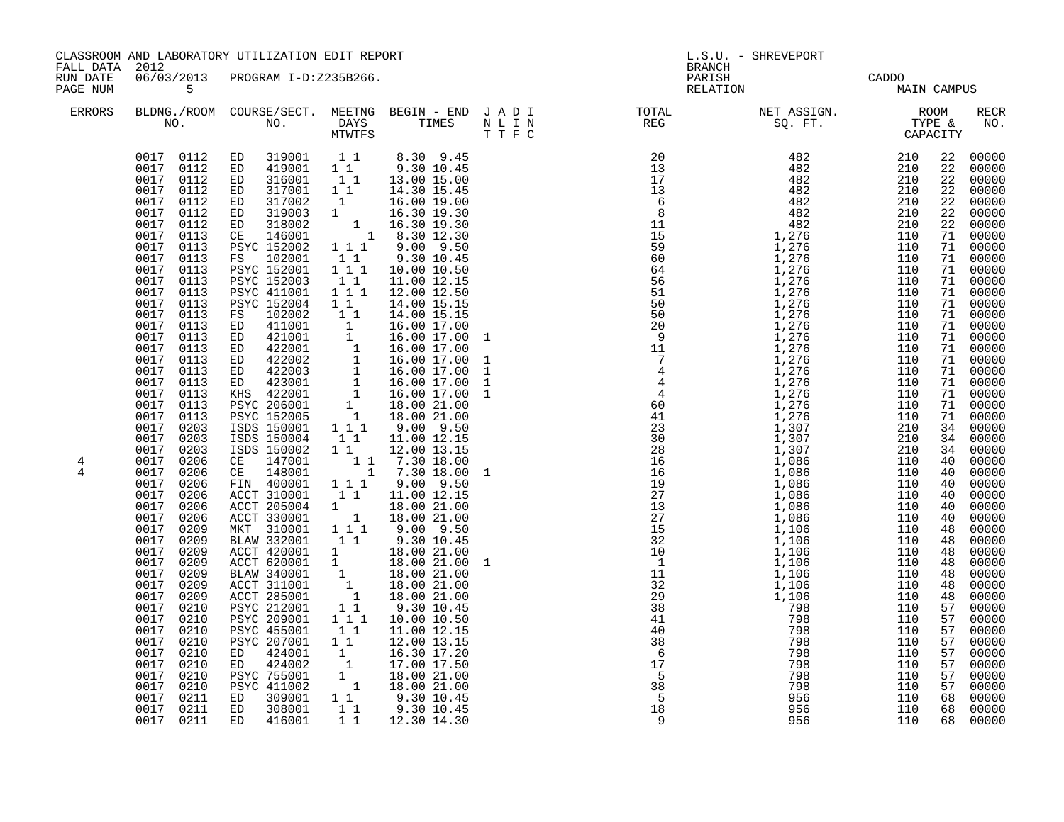CLASSROOM AND LABORATORY UTILIZATION EDIT REPORT
FALL DATA 2012
RUN DATE 06/03/2013 PROGRAM I-D:Z235B266.
PAGE NUM 5

L.S.U. - SHREVEPORT
BRANCH
PARISH CADDO
RELATION MAIN CAMPUS

| ERRORS | BLDNG./ROOM NO. | COURSE/SECT. NO. | MEETNG DAYS MTWTFS | BEGIN - END TIMES | J A D I N L I N T T F C | TOTAL REG | NET ASSIGN. SQ. FT. | ROOM TYPE & CAPACITY | | RECR NO. |
|---|---|---|---|---|---|---|---|---|---|---|
| | 0017 0112 | ED 319001 | 1 1 | 8.30 9.45 | | 20 | 482 | 210 | 22 | 00000 |
| | 0017 0112 | ED 419001 | 1 1 | 9.30 10.45 | | 13 | 482 | 210 | 22 | 00000 |
| | 0017 0112 | ED 316001 | 1 1 | 13.00 15.00 | | 17 | 482 | 210 | 22 | 00000 |
| | 0017 0112 | ED 317001 | 1 1 | 14.30 15.45 | | 13 | 482 | 210 | 22 | 00000 |
| | 0017 0112 | ED 317002 | 1 | 16.00 19.00 | | 6 | 482 | 210 | 22 | 00000 |
| | 0017 0112 | ED 319003 | 1 | 16.30 19.30 | | 8 | 482 | 210 | 22 | 00000 |
| | 0017 0112 | ED 318002 | 1 | 16.30 19.30 | | 11 | 482 | 210 | 22 | 00000 |
| | 0017 0113 | CE 146001 | 1 | 8.30 12.30 | | 15 | 1,276 | 110 | 71 | 00000 |
| | 0017 0113 | PSYC 152002 | 1 1 1 | 9.00 9.50 | | 59 | 1,276 | 110 | 71 | 00000 |
| | 0017 0113 | FS 102001 | 1 1 | 9.30 10.45 | | 60 | 1,276 | 110 | 71 | 00000 |
| | 0017 0113 | PSYC 152001 | 1 1 1 | 10.00 10.50 | | 64 | 1,276 | 110 | 71 | 00000 |
| | 0017 0113 | PSYC 152003 | 1 1 | 11.00 12.15 | | 56 | 1,276 | 110 | 71 | 00000 |
| | 0017 0113 | PSYC 411001 | 1 1 1 | 12.00 12.50 | | 51 | 1,276 | 110 | 71 | 00000 |
| | 0017 0113 | PSYC 152004 | 1 1 | 14.00 15.15 | | 50 | 1,276 | 110 | 71 | 00000 |
| | 0017 0113 | FS 102002 | 1 1 | 14.00 15.15 | | 50 | 1,276 | 110 | 71 | 00000 |
| | 0017 0113 | ED 411001 | 1 | 16.00 17.00 | | 20 | 1,276 | 110 | 71 | 00000 |
| | 0017 0113 | ED 421001 | 1 | 16.00 17.00 | 1 | 9 | 1,276 | 110 | 71 | 00000 |
| | 0017 0113 | ED 422001 | 1 | 16.00 17.00 | | 11 | 1,276 | 110 | 71 | 00000 |
| | 0017 0113 | ED 422002 | 1 | 16.00 17.00 | 1 | 7 | 1,276 | 110 | 71 | 00000 |
| | 0017 0113 | ED 422003 | 1 | 16.00 17.00 | 1 | 4 | 1,276 | 110 | 71 | 00000 |
| | 0017 0113 | ED 423001 | 1 | 16.00 17.00 | 1 | 4 | 1,276 | 110 | 71 | 00000 |
| | 0017 0113 | KHS 422001 | 1 | 16.00 17.00 | 1 | 4 | 1,276 | 110 | 71 | 00000 |
| | 0017 0113 | PSYC 206001 | 1 | 18.00 21.00 | | 60 | 1,276 | 110 | 71 | 00000 |
| | 0017 0113 | PSYC 152005 | 1 | 18.00 21.00 | | 41 | 1,276 | 110 | 71 | 00000 |
| | 0017 0203 | ISDS 150001 | 1 1 1 | 9.00 9.50 | | 23 | 1,307 | 210 | 34 | 00000 |
| | 0017 0203 | ISDS 150004 | 1 1 | 11.00 12.15 | | 30 | 1,307 | 210 | 34 | 00000 |
| | 0017 0203 | ISDS 150002 | 1 1 | 12.00 13.15 | | 28 | 1,307 | 210 | 34 | 00000 |
| 4 | 0017 0206 | CE 147001 | 1 1 | 7.30 18.00 | | 16 | 1,086 | 110 | 40 | 00000 |
| 4 | 0017 0206 | CE 148001 | 1 | 7.30 18.00 | 1 | 16 | 1,086 | 110 | 40 | 00000 |
| | 0017 0206 | FIN 400001 | 1 1 1 | 9.00 9.50 | | 19 | 1,086 | 110 | 40 | 00000 |
| | 0017 0206 | ACCT 310001 | 1 1 | 11.00 12.15 | | 27 | 1,086 | 110 | 40 | 00000 |
| | 0017 0206 | ACCT 205004 | 1 | 18.00 21.00 | | 13 | 1,086 | 110 | 40 | 00000 |
| | 0017 0206 | ACCT 330001 | 1 | 18.00 21.00 | | 27 | 1,086 | 110 | 40 | 00000 |
| | 0017 0209 | MKT 310001 | 1 1 1 | 9.00 9.50 | | 15 | 1,106 | 110 | 48 | 00000 |
| | 0017 0209 | BLAW 332001 | 1 1 | 9.30 10.45 | | 32 | 1,106 | 110 | 48 | 00000 |
| | 0017 0209 | ACCT 420001 | 1 | 18.00 21.00 | | 10 | 1,106 | 110 | 48 | 00000 |
| | 0017 0209 | ACCT 620001 | 1 | 18.00 21.00 | 1 | 1 | 1,106 | 110 | 48 | 00000 |
| | 0017 0209 | BLAW 340001 | 1 | 18.00 21.00 | | 11 | 1,106 | 110 | 48 | 00000 |
| | 0017 0209 | ACCT 311001 | 1 | 18.00 21.00 | | 32 | 1,106 | 110 | 48 | 00000 |
| | 0017 0209 | ACCT 285001 | 1 | 18.00 21.00 | | 29 | 1,106 | 110 | 48 | 00000 |
| | 0017 0210 | PSYC 212001 | 1 1 | 9.30 10.45 | | 38 | 798 | 110 | 57 | 00000 |
| | 0017 0210 | PSYC 209001 | 1 1 1 | 10.00 10.50 | | 41 | 798 | 110 | 57 | 00000 |
| | 0017 0210 | PSYC 455001 | 1 1 | 11.00 12.15 | | 40 | 798 | 110 | 57 | 00000 |
| | 0017 0210 | PSYC 207001 | 1 1 | 12.00 13.15 | | 38 | 798 | 110 | 57 | 00000 |
| | 0017 0210 | ED 424001 | 1 | 16.30 17.20 | | 6 | 798 | 110 | 57 | 00000 |
| | 0017 0210 | ED 424002 | 1 | 17.00 17.50 | | 17 | 798 | 110 | 57 | 00000 |
| | 0017 0210 | PSYC 755001 | 1 | 18.00 21.00 | | 5 | 798 | 110 | 57 | 00000 |
| | 0017 0210 | PSYC 411002 | 1 | 18.00 21.00 | | 38 | 798 | 110 | 57 | 00000 |
| | 0017 0211 | ED 309001 | 1 1 | 9.30 10.45 | | 5 | 956 | 110 | 68 | 00000 |
| | 0017 0211 | ED 308001 | 1 1 | 9.30 10.45 | | 18 | 956 | 110 | 68 | 00000 |
| | 0017 0211 | ED 416001 | 1 1 | 12.30 14.30 | | 9 | 956 | 110 | 68 | 00000 |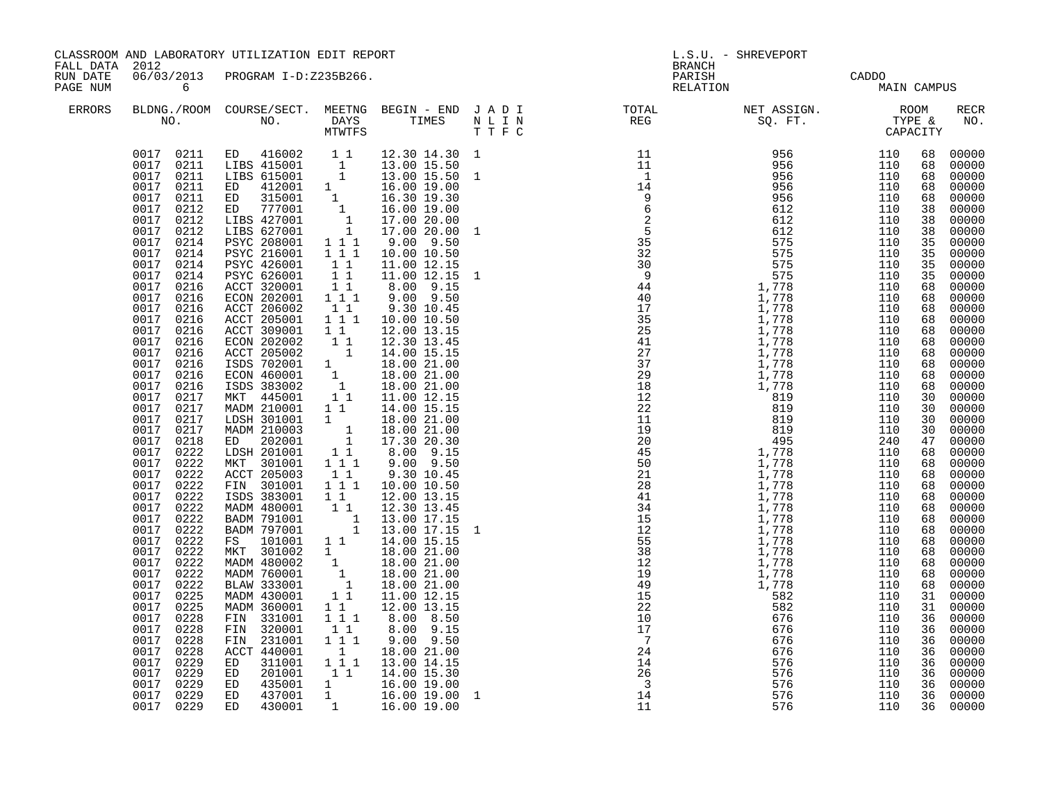CLASSROOM AND LABORATORY UTILIZATION EDIT REPORT
FALL DATA 2012
RUN DATE 06/03/2013 PROGRAM I-D:Z235B266.
PAGE NUM 6

L.S.U. - SHREVEPORT
BRANCH
PARISH CADDO
RELATION MAIN CAMPUS

| ERRORS | BLDNG./ROOM NO. | COURSE/SECT. NO. | MEETNG DAYS MTWTFS | BEGIN - END TIMES | J A D I N L I N T T F C | TOTAL REG | NET ASSIGN. SQ. FT. | ROOM TYPE & CAPACITY | | RECR NO. |
|---|---|---|---|---|---|---|---|---|---|---|
| | 0017 0211 | ED 416002 | 1 1 | 12.30 14.30 | 1 | 11 | 956 | 110 | 68 | 00000 |
| | 0017 0211 | LIBS 415001 | 1 | 13.00 15.50 | | 11 | 956 | 110 | 68 | 00000 |
| | 0017 0211 | LIBS 615001 | 1 | 13.00 15.50 | 1 | 1 | 956 | 110 | 68 | 00000 |
| | 0017 0211 | ED 412001 | 1 | 16.00 19.00 | | 14 | 956 | 110 | 68 | 00000 |
| | 0017 0211 | ED 315001 | 1 | 16.30 19.30 | | 9 | 956 | 110 | 68 | 00000 |
| | 0017 0212 | ED 777001 | 1 | 16.00 19.00 | | 6 | 612 | 110 | 38 | 00000 |
| | 0017 0212 | LIBS 427001 | 1 | 17.00 20.00 | | 2 | 612 | 110 | 38 | 00000 |
| | 0017 0212 | LIBS 627001 | 1 | 17.00 20.00 | 1 | 5 | 612 | 110 | 38 | 00000 |
| | 0017 0214 | PSYC 208001 | 1 1 1 | 9.00 9.50 | | 35 | 575 | 110 | 35 | 00000 |
| | 0017 0214 | PSYC 216001 | 1 1 1 | 10.00 10.50 | | 32 | 575 | 110 | 35 | 00000 |
| | 0017 0214 | PSYC 426001 | 1 1 | 11.00 12.15 | | 30 | 575 | 110 | 35 | 00000 |
| | 0017 0214 | PSYC 626001 | 1 1 | 11.00 12.15 | 1 | 9 | 575 | 110 | 35 | 00000 |
| | 0017 0216 | ACCT 320001 | 1 1 | 8.00 9.15 | | 44 | 1,778 | 110 | 68 | 00000 |
| | 0017 0216 | ECON 202001 | 1 1 1 | 9.00 9.50 | | 40 | 1,778 | 110 | 68 | 00000 |
| | 0017 0216 | ACCT 206002 | 1 1 | 9.30 10.45 | | 17 | 1,778 | 110 | 68 | 00000 |
| | 0017 0216 | ACCT 205001 | 1 1 1 | 10.00 10.50 | | 35 | 1,778 | 110 | 68 | 00000 |
| | 0017 0216 | ACCT 309001 | 1 1 | 12.00 13.15 | | 25 | 1,778 | 110 | 68 | 00000 |
| | 0017 0216 | ECON 202002 | 1 1 | 12.30 13.45 | | 41 | 1,778 | 110 | 68 | 00000 |
| | 0017 0216 | ACCT 205002 | 1 | 14.00 15.15 | | 27 | 1,778 | 110 | 68 | 00000 |
| | 0017 0216 | ISDS 702001 | 1 | 18.00 21.00 | | 37 | 1,778 | 110 | 68 | 00000 |
| | 0017 0216 | ECON 460001 | 1 | 18.00 21.00 | | 29 | 1,778 | 110 | 68 | 00000 |
| | 0017 0216 | ISDS 383002 | 1 | 18.00 21.00 | | 18 | 1,778 | 110 | 68 | 00000 |
| | 0017 0217 | MKT 445001 | 1 1 | 11.00 12.15 | | 12 | 819 | 110 | 30 | 00000 |
| | 0017 0217 | MADM 210001 | 1 1 | 14.00 15.15 | | 22 | 819 | 110 | 30 | 00000 |
| | 0017 0217 | LDSH 301001 | 1 | 18.00 21.00 | | 11 | 819 | 110 | 30 | 00000 |
| | 0017 0217 | MADM 210003 | 1 | 18.00 21.00 | | 19 | 819 | 110 | 30 | 00000 |
| | 0017 0218 | ED 202001 | 1 | 17.30 20.30 | | 20 | 495 | 240 | 47 | 00000 |
| | 0017 0222 | LDSH 201001 | 1 1 | 8.00 9.15 | | 45 | 1,778 | 110 | 68 | 00000 |
| | 0017 0222 | MKT 301001 | 1 1 1 | 9.00 9.50 | | 50 | 1,778 | 110 | 68 | 00000 |
| | 0017 0222 | ACCT 205003 | 1 1 | 9.30 10.45 | | 21 | 1,778 | 110 | 68 | 00000 |
| | 0017 0222 | FIN 301001 | 1 1 1 | 10.00 10.50 | | 28 | 1,778 | 110 | 68 | 00000 |
| | 0017 0222 | ISDS 383001 | 1 1 | 12.00 13.15 | | 41 | 1,778 | 110 | 68 | 00000 |
| | 0017 0222 | MADM 480001 | 1 1 | 12.30 13.45 | | 34 | 1,778 | 110 | 68 | 00000 |
| | 0017 0222 | BADM 791001 | 1 | 13.00 17.15 | | 15 | 1,778 | 110 | 68 | 00000 |
| | 0017 0222 | BADM 797001 | 1 | 13.00 17.15 | 1 | 12 | 1,778 | 110 | 68 | 00000 |
| | 0017 0222 | FS 101001 | 1 1 | 14.00 15.15 | | 55 | 1,778 | 110 | 68 | 00000 |
| | 0017 0222 | MKT 301002 | 1 | 18.00 21.00 | | 38 | 1,778 | 110 | 68 | 00000 |
| | 0017 0222 | MADM 480002 | 1 | 18.00 21.00 | | 12 | 1,778 | 110 | 68 | 00000 |
| | 0017 0222 | MADM 760001 | 1 | 18.00 21.00 | | 19 | 1,778 | 110 | 68 | 00000 |
| | 0017 0222 | BLAW 333001 | 1 | 18.00 21.00 | | 49 | 1,778 | 110 | 68 | 00000 |
| | 0017 0225 | MADM 430001 | 1 1 | 11.00 12.15 | | 15 | 582 | 110 | 31 | 00000 |
| | 0017 0225 | MADM 360001 | 1 1 | 12.00 13.15 | | 22 | 582 | 110 | 31 | 00000 |
| | 0017 0228 | FIN 331001 | 1 1 1 | 8.00 8.50 | | 10 | 676 | 110 | 36 | 00000 |
| | 0017 0228 | FIN 320001 | 1 1 | 8.00 9.15 | | 17 | 676 | 110 | 36 | 00000 |
| | 0017 0228 | FIN 231001 | 1 1 1 | 9.00 9.50 | | 7 | 676 | 110 | 36 | 00000 |
| | 0017 0228 | ACCT 440001 | 1 | 18.00 21.00 | | 24 | 676 | 110 | 36 | 00000 |
| | 0017 0229 | ED 311001 | 1 1 1 | 13.00 14.15 | | 14 | 576 | 110 | 36 | 00000 |
| | 0017 0229 | ED 201001 | 1 1 | 14.00 15.30 | | 26 | 576 | 110 | 36 | 00000 |
| | 0017 0229 | ED 435001 | 1 | 16.00 19.00 | | 3 | 576 | 110 | 36 | 00000 |
| | 0017 0229 | ED 437001 | 1 | 16.00 19.00 | 1 | 14 | 576 | 110 | 36 | 00000 |
| | 0017 0229 | ED 430001 | 1 | 16.00 19.00 | | 11 | 576 | 110 | 36 | 00000 |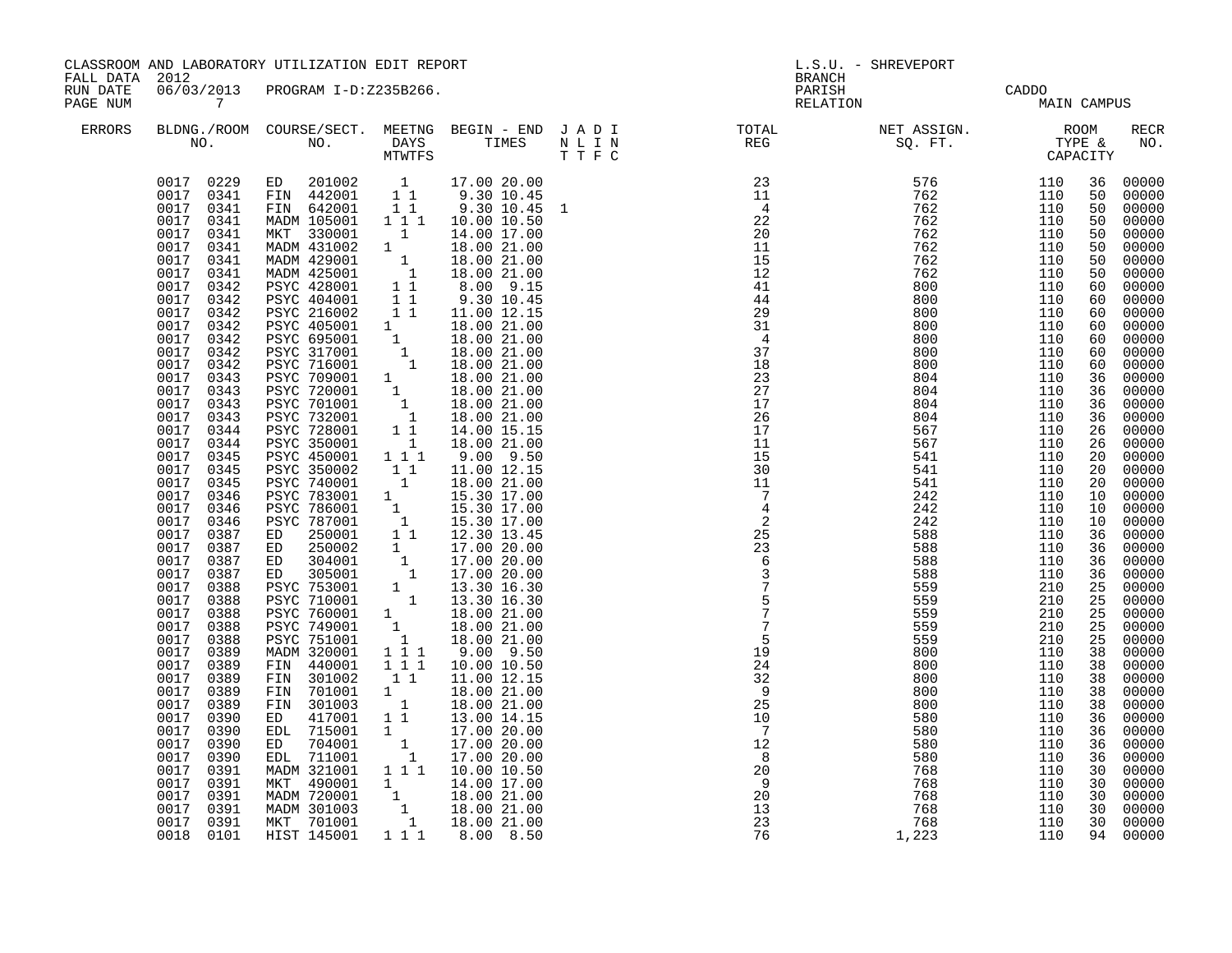CLASSROOM AND LABORATORY UTILIZATION EDIT REPORT
FALL DATA 2012
RUN DATE 06/03/2013 PROGRAM I-D:Z235B266.

L.S.U. - SHREVEPORT
BRANCH
PARISH CADDO
RELATION MAIN CAMPUS

| ERRORS | BLDG. NO. | ROOM NO. | COURSE | SECT. NO. | M | T | W | T | F | S | BEGIN TIME | END TIME | J N T | A L T | D I F | I N C | TOTAL REG | NET ASSIGN. SQ. FT. | ROOM TYPE | CAPACITY | RECR NO. |
|---|---|---|---|---|---|---|---|---|---|---|---|---|---|---|---|---|---|---|---|---|---|
| | 0017 | 0229 | ED | 201002 | | 1 | | | | | 17.00 | 20.00 | | | | | 23 | 576 | 110 | 36 | 00000 |
| | 0017 | 0341 | FIN | 442001 | 1 | | 1 | | | | 9.30 | 10.45 | | | | | 11 | 762 | 110 | 50 | 00000 |
| | 0017 | 0341 | FIN | 642001 | 1 | | 1 | | | | 9.30 | 10.45 | | 1 | | | 4 | 762 | 110 | 50 | 00000 |
| | 0017 | 0341 | MADM | 105001 | 1 | | 1 | | 1 | | 10.00 | 10.50 | | | | | 22 | 762 | 110 | 50 | 00000 |
| | 0017 | 0341 | MKT | 330001 | | 1 | | | | | 14.00 | 17.00 | | | | | 20 | 762 | 110 | 50 | 00000 |
| | 0017 | 0341 | MADM | 431002 | 1 | | | | | | 18.00 | 21.00 | | | | | 11 | 762 | 110 | 50 | 00000 |
| | 0017 | 0341 | MADM | 429001 | | | 1 | | | | 18.00 | 21.00 | | | | | 15 | 762 | 110 | 50 | 00000 |
| | 0017 | 0341 | MADM | 425001 | | | | 1 | | | 18.00 | 21.00 | | | | | 12 | 762 | 110 | 50 | 00000 |
| | 0017 | 0342 | PSYC | 428001 | 1 | | 1 | | | | 8.00 | 9.15 | | | | | 41 | 800 | 110 | 60 | 00000 |
| | 0017 | 0342 | PSYC | 404001 | 1 | | 1 | | | | 9.30 | 10.45 | | | | | 44 | 800 | 110 | 60 | 00000 |
| | 0017 | 0342 | PSYC | 216002 | 1 | | 1 | | | | 11.00 | 12.15 | | | | | 29 | 800 | 110 | 60 | 00000 |
| | 0017 | 0342 | PSYC | 405001 | 1 | | | | | | 18.00 | 21.00 | | | | | 31 | 800 | 110 | 60 | 00000 |
| | 0017 | 0342 | PSYC | 695001 | | 1 | | | | | 18.00 | 21.00 | | | | | 4 | 800 | 110 | 60 | 00000 |
| | 0017 | 0342 | PSYC | 317001 | | | 1 | | | | 18.00 | 21.00 | | | | | 37 | 800 | 110 | 60 | 00000 |
| | 0017 | 0342 | PSYC | 716001 | | | | 1 | | | 18.00 | 21.00 | | | | | 18 | 800 | 110 | 60 | 00000 |
| | 0017 | 0343 | PSYC | 709001 | 1 | | | | | | 18.00 | 21.00 | | | | | 23 | 804 | 110 | 36 | 00000 |
| | 0017 | 0343 | PSYC | 720001 | | 1 | | | | | 18.00 | 21.00 | | | | | 27 | 804 | 110 | 36 | 00000 |
| | 0017 | 0343 | PSYC | 701001 | | | 1 | | | | 18.00 | 21.00 | | | | | 17 | 804 | 110 | 36 | 00000 |
| | 0017 | 0343 | PSYC | 732001 | | | | 1 | | | 18.00 | 21.00 | | | | | 26 | 804 | 110 | 36 | 00000 |
| | 0017 | 0344 | PSYC | 728001 | | 1 | | 1 | | | 14.00 | 15.15 | | | | | 17 | 567 | 110 | 26 | 00000 |
| | 0017 | 0344 | PSYC | 350001 | | | 1 | | | | 18.00 | 21.00 | | | | | 11 | 567 | 110 | 26 | 00000 |
| | 0017 | 0345 | PSYC | 450001 | 1 | | 1 | | 1 | | 9.00 | 9.50 | | | | | 15 | 541 | 110 | 20 | 00000 |
| | 0017 | 0345 | PSYC | 350002 | | 1 | | 1 | | | 11.00 | 12.15 | | | | | 30 | 541 | 110 | 20 | 00000 |
| | 0017 | 0345 | PSYC | 740001 | | | 1 | | | | 18.00 | 21.00 | | | | | 11 | 541 | 110 | 20 | 00000 |
| | 0017 | 0346 | PSYC | 783001 | 1 | | | | | | 15.30 | 17.00 | | | | | 7 | 242 | 110 | 10 | 00000 |
| | 0017 | 0346 | PSYC | 786001 | | 1 | | | | | 15.30 | 17.00 | | | | | 4 | 242 | 110 | 10 | 00000 |
| | 0017 | 0346 | PSYC | 787001 | | | 1 | | | | 15.30 | 17.00 | | | | | 2 | 242 | 110 | 10 | 00000 |
| | 0017 | 0387 | ED | 250001 | | 1 | | 1 | | | 12.30 | 13.45 | | | | | 25 | 588 | 110 | 36 | 00000 |
| | 0017 | 0387 | ED | 250002 | | 1 | | | | | 17.00 | 20.00 | | | | | 23 | 588 | 110 | 36 | 00000 |
| | 0017 | 0387 | ED | 304001 | | | 1 | | | | 17.00 | 20.00 | | | | | 6 | 588 | 110 | 36 | 00000 |
| | 0017 | 0387 | ED | 305001 | | | | 1 | | | 17.00 | 20.00 | | | | | 3 | 588 | 110 | 36 | 00000 |
| | 0017 | 0388 | PSYC | 753001 | | 1 | | | | | 13.30 | 16.30 | | | | | 7 | 559 | 210 | 25 | 00000 |
| | 0017 | 0388 | PSYC | 710001 | | | | 1 | | | 13.30 | 16.30 | | | | | 5 | 559 | 210 | 25 | 00000 |
| | 0017 | 0388 | PSYC | 760001 | 1 | | | | | | 18.00 | 21.00 | | | | | 7 | 559 | 210 | 25 | 00000 |
| | 0017 | 0388 | PSYC | 749001 | | 1 | | | | | 18.00 | 21.00 | | | | | 7 | 559 | 210 | 25 | 00000 |
| | 0017 | 0388 | PSYC | 751001 | | | 1 | | | | 18.00 | 21.00 | | | | | 5 | 559 | 210 | 25 | 00000 |
| | 0017 | 0389 | MADM | 320001 | 1 | | 1 | | 1 | | 9.00 | 9.50 | | | | | 19 | 800 | 110 | 38 | 00000 |
| | 0017 | 0389 | FIN | 440001 | 1 | | 1 | | 1 | | 10.00 | 10.50 | | | | | 24 | 800 | 110 | 38 | 00000 |
| | 0017 | 0389 | FIN | 301002 | | 1 | | 1 | | | 11.00 | 12.15 | | | | | 32 | 800 | 110 | 38 | 00000 |
| | 0017 | 0389 | FIN | 701001 | 1 | | | | | | 18.00 | 21.00 | | | | | 9 | 800 | 110 | 38 | 00000 |
| | 0017 | 0389 | FIN | 301003 | | | 1 | | | | 18.00 | 21.00 | | | | | 25 | 800 | 110 | 38 | 00000 |
| | 0017 | 0390 | ED | 417001 | 1 | | 1 | | | | 13.00 | 14.15 | | | | | 10 | 580 | 110 | 36 | 00000 |
| | 0017 | 0390 | EDL | 715001 | 1 | | | | | | 17.00 | 20.00 | | | | | 7 | 580 | 110 | 36 | 00000 |
| | 0017 | 0390 | ED | 704001 | | 1 | | | | | 17.00 | 20.00 | | | | | 12 | 580 | 110 | 36 | 00000 |
| | 0017 | 0390 | EDL | 711001 | | | | 1 | | | 17.00 | 20.00 | | | | | 8 | 580 | 110 | 36 | 00000 |
| | 0017 | 0391 | MADM | 321001 | 1 | | 1 | | 1 | | 10.00 | 10.50 | | | | | 20 | 768 | 110 | 30 | 00000 |
| | 0017 | 0391 | MKT | 490001 | 1 | | | | | | 14.00 | 17.00 | | | | | 9 | 768 | 110 | 30 | 00000 |
| | 0017 | 0391 | MADM | 720001 | | 1 | | | | | 18.00 | 21.00 | | | | | 20 | 768 | 110 | 30 | 00000 |
| | 0017 | 0391 | MADM | 301003 | | | 1 | | | | 18.00 | 21.00 | | | | | 13 | 768 | 110 | 30 | 00000 |
| | 0017 | 0391 | MKT | 701001 | | | | 1 | | | 18.00 | 21.00 | | | | | 23 | 768 | 110 | 30 | 00000 |
| | 0018 | 0101 | HIST | 145001 | 1 | | 1 | | 1 | | 8.00 | 8.50 | | | | | 76 | 1,223 | 110 | 94 | 00000 |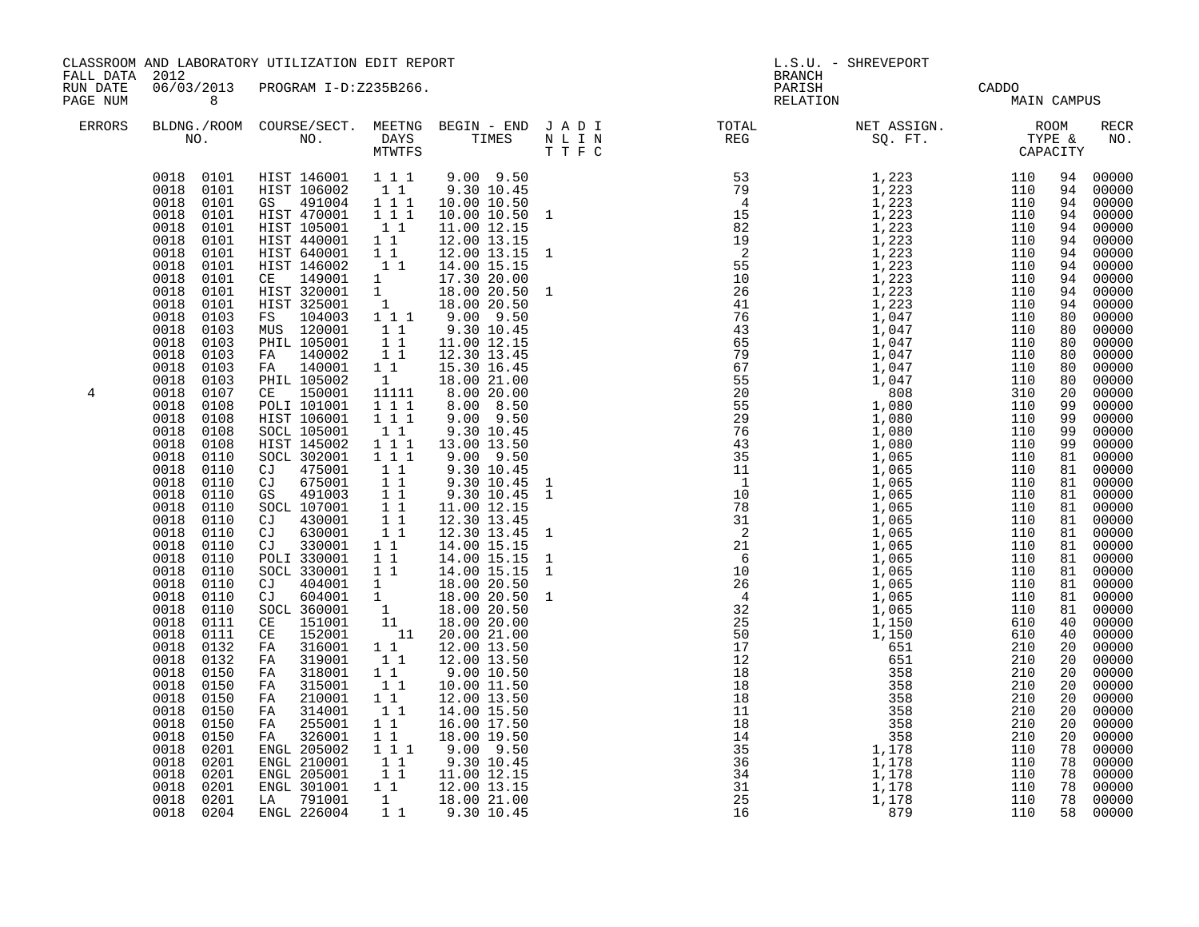CLASSROOM AND LABORATORY UTILIZATION EDIT REPORT
FALL DATA 2012
RUN DATE 06/03/2013 PROGRAM I-D:Z235B266.
PAGE NUM 8

L.S.U. - SHREVEPORT
BRANCH
PARISH CADDO
RELATION MAIN CAMPUS

| ERRORS | BLDNG./ROOM NO. | COURSE/SECT. NO. | MEETNG DAYS MTWTFS | BEGIN - END TIMES | J A D I N L I N T T F C | TOTAL REG | NET ASSIGN. SQ. FT. | ROOM TYPE & | CAPACITY | RECR NO. |
|---|---|---|---|---|---|---|---|---|---|---|
| | 0018 0101 | HIST 146001 | 1 1 1 | 9.00 9.50 | | 53 | 1,223 | 110 | 94 | 00000 |
| | 0018 0101 | HIST 106002 | 1 1 | 9.30 10.45 | | 79 | 1,223 | 110 | 94 | 00000 |
| | 0018 0101 | GS 491004 | 1 1 1 | 10.00 10.50 | | 4 | 1,223 | 110 | 94 | 00000 |
| | 0018 0101 | HIST 470001 | 1 1 1 | 10.00 10.50 | 1 | 15 | 1,223 | 110 | 94 | 00000 |
| | 0018 0101 | HIST 105001 | 1 1 | 11.00 12.15 | | 82 | 1,223 | 110 | 94 | 00000 |
| | 0018 0101 | HIST 440001 | 1 1 | 12.00 13.15 | | 19 | 1,223 | 110 | 94 | 00000 |
| | 0018 0101 | HIST 640001 | 1 1 | 12.00 13.15 | 1 | 2 | 1,223 | 110 | 94 | 00000 |
| | 0018 0101 | HIST 146002 | 1 1 | 14.00 15.15 | | 55 | 1,223 | 110 | 94 | 00000 |
| | 0018 0101 | CE 149001 | 1 | 17.30 20.00 | | 10 | 1,223 | 110 | 94 | 00000 |
| | 0018 0101 | HIST 320001 | 1 | 18.00 20.50 | 1 | 26 | 1,223 | 110 | 94 | 00000 |
| | 0018 0101 | HIST 325001 | 1 | 18.00 20.50 | | 41 | 1,223 | 110 | 94 | 00000 |
| | 0018 0103 | FS 104003 | 1 1 1 | 9.00 9.50 | | 76 | 1,047 | 110 | 80 | 00000 |
| | 0018 0103 | MUS 120001 | 1 1 | 9.30 10.45 | | 43 | 1,047 | 110 | 80 | 00000 |
| | 0018 0103 | PHIL 105001 | 1 1 | 11.00 12.15 | | 65 | 1,047 | 110 | 80 | 00000 |
| | 0018 0103 | FA 140002 | 1 1 | 12.30 13.45 | | 79 | 1,047 | 110 | 80 | 00000 |
| | 0018 0103 | FA 140001 | 1 1 | 15.30 16.45 | | 67 | 1,047 | 110 | 80 | 00000 |
| | 0018 0103 | PHIL 105002 | 1 | 18.00 21.00 | | 55 | 1,047 | 110 | 80 | 00000 |
| 4 | 0018 0107 | CE 150001 | 11111 | 8.00 20.00 | | 20 | 808 | 310 | 20 | 00000 |
| | 0018 0108 | POLI 101001 | 1 1 1 | 8.00 8.50 | | 55 | 1,080 | 110 | 99 | 00000 |
| | 0018 0108 | HIST 106001 | 1 1 1 | 9.00 9.50 | | 29 | 1,080 | 110 | 99 | 00000 |
| | 0018 0108 | SOCL 105001 | 1 1 | 9.30 10.45 | | 76 | 1,080 | 110 | 99 | 00000 |
| | 0018 0108 | HIST 145002 | 1 1 1 | 13.00 13.50 | | 43 | 1,080 | 110 | 99 | 00000 |
| | 0018 0110 | SOCL 302001 | 1 1 1 | 9.00 9.50 | | 35 | 1,065 | 110 | 81 | 00000 |
| | 0018 0110 | CJ 475001 | 1 1 | 9.30 10.45 | | 11 | 1,065 | 110 | 81 | 00000 |
| | 0018 0110 | CJ 675001 | 1 1 | 9.30 10.45 | 1 | 1 | 1,065 | 110 | 81 | 00000 |
| | 0018 0110 | GS 491003 | 1 1 | 9.30 10.45 | 1 | 10 | 1,065 | 110 | 81 | 00000 |
| | 0018 0110 | SOCL 107001 | 1 1 | 11.00 12.15 | | 78 | 1,065 | 110 | 81 | 00000 |
| | 0018 0110 | CJ 430001 | 1 1 | 12.30 13.45 | | 31 | 1,065 | 110 | 81 | 00000 |
| | 0018 0110 | CJ 630001 | 1 1 | 12.30 13.45 | 1 | 2 | 1,065 | 110 | 81 | 00000 |
| | 0018 0110 | CJ 330001 | 1 1 | 14.00 15.15 | | 21 | 1,065 | 110 | 81 | 00000 |
| | 0018 0110 | POLI 330001 | 1 1 | 14.00 15.15 | 1 | 6 | 1,065 | 110 | 81 | 00000 |
| | 0018 0110 | SOCL 330001 | 1 1 | 14.00 15.15 | 1 | 10 | 1,065 | 110 | 81 | 00000 |
| | 0018 0110 | CJ 404001 | 1 | 18.00 20.50 | | 26 | 1,065 | 110 | 81 | 00000 |
| | 0018 0110 | CJ 604001 | 1 | 18.00 20.50 | 1 | 4 | 1,065 | 110 | 81 | 00000 |
| | 0018 0110 | SOCL 360001 | 1 | 18.00 20.50 | | 32 | 1,065 | 110 | 81 | 00000 |
| | 0018 0111 | CE 151001 | 11 | 18.00 20.00 | | 25 | 1,150 | 610 | 40 | 00000 |
| | 0018 0111 | CE 152001 | 11 | 20.00 21.00 | | 50 | 1,150 | 610 | 40 | 00000 |
| | 0018 0132 | FA 316001 | 1 1 | 12.00 13.50 | | 17 | 651 | 210 | 20 | 00000 |
| | 0018 0132 | FA 319001 | 1 1 | 12.00 13.50 | | 12 | 651 | 210 | 20 | 00000 |
| | 0018 0150 | FA 318001 | 1 1 | 9.00 10.50 | | 18 | 358 | 210 | 20 | 00000 |
| | 0018 0150 | FA 315001 | 1 1 | 10.00 11.50 | | 18 | 358 | 210 | 20 | 00000 |
| | 0018 0150 | FA 210001 | 1 1 | 12.00 13.50 | | 18 | 358 | 210 | 20 | 00000 |
| | 0018 0150 | FA 314001 | 1 1 | 14.00 15.50 | | 11 | 358 | 210 | 20 | 00000 |
| | 0018 0150 | FA 255001 | 1 1 | 16.00 17.50 | | 18 | 358 | 210 | 20 | 00000 |
| | 0018 0150 | FA 326001 | 1 1 | 18.00 19.50 | | 14 | 358 | 210 | 20 | 00000 |
| | 0018 0201 | ENGL 205002 | 1 1 1 | 9.00 9.50 | | 35 | 1,178 | 110 | 78 | 00000 |
| | 0018 0201 | ENGL 210001 | 1 1 | 9.30 10.45 | | 36 | 1,178 | 110 | 78 | 00000 |
| | 0018 0201 | ENGL 205001 | 1 1 | 11.00 12.15 | | 34 | 1,178 | 110 | 78 | 00000 |
| | 0018 0201 | ENGL 301001 | 1 1 | 12.00 13.15 | | 31 | 1,178 | 110 | 78 | 00000 |
| | 0018 0201 | LA 791001 | 1 | 18.00 21.00 | | 25 | 1,178 | 110 | 78 | 00000 |
| | 0018 0204 | ENGL 226004 | 1 1 | 9.30 10.45 | | 16 | 879 | 110 | 58 | 00000 |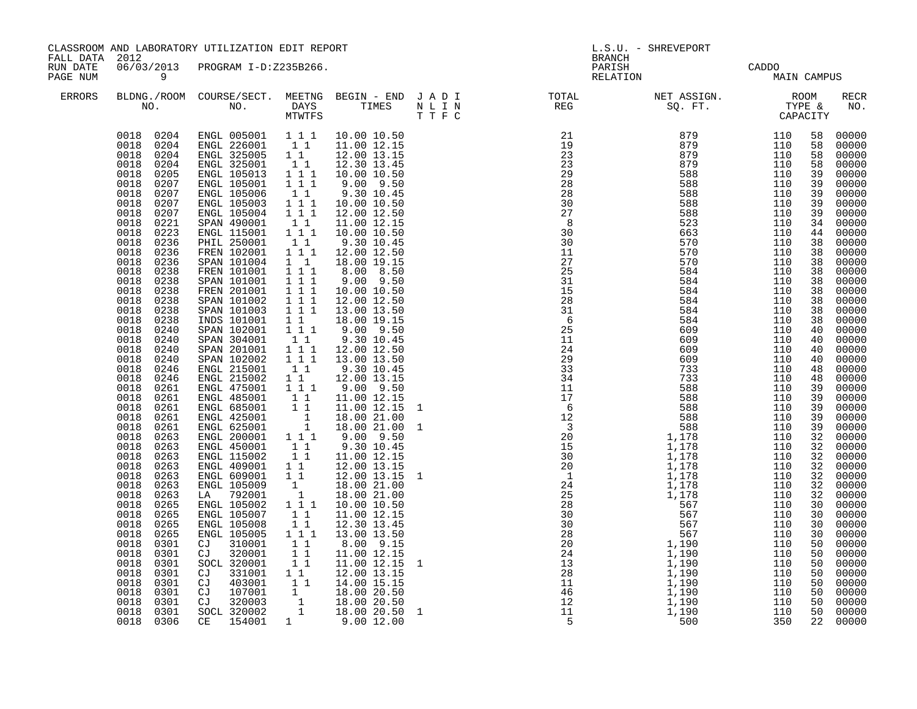CLASSROOM AND LABORATORY UTILIZATION EDIT REPORT
FALL DATA 2012
RUN DATE 06/03/2013 PROGRAM I-D:Z235B266.
PAGE NUM 9

L.S.U. - SHREVEPORT
BRANCH
PARISH CADDO
RELATION MAIN CAMPUS

| ERRORS | BLDNG./ROOM NO. | COURSE/SECT. NO. | MEETNG DAYS MTWTFS | BEGIN - END TIMES | J A D I N L I N T T F C | TOTAL REG | NET ASSIGN. SQ. FT. | ROOM TYPE & CAPACITY | | RECR NO. |
|---|---|---|---|---|---|---|---|---|---|---|
| | 0018 0204 | ENGL 005001 | 1 1 1 | 10.00 10.50 | | 21 | 879 | 110 | 58 | 00000 |
| | 0018 0204 | ENGL 226001 | 1 1 | 11.00 12.15 | | 19 | 879 | 110 | 58 | 00000 |
| | 0018 0204 | ENGL 325005 | 1 1 | 12.00 13.15 | | 23 | 879 | 110 | 58 | 00000 |
| | 0018 0204 | ENGL 325001 | 1 1 | 12.30 13.45 | | 23 | 879 | 110 | 58 | 00000 |
| | 0018 0205 | ENGL 105013 | 1 1 1 | 10.00 10.50 | | 29 | 588 | 110 | 39 | 00000 |
| | 0018 0207 | ENGL 105001 | 1 1 1 | 9.00 9.50 | | 28 | 588 | 110 | 39 | 00000 |
| | 0018 0207 | ENGL 105006 | 1 1 | 9.30 10.45 | | 28 | 588 | 110 | 39 | 00000 |
| | 0018 0207 | ENGL 105003 | 1 1 1 | 10.00 10.50 | | 30 | 588 | 110 | 39 | 00000 |
| | 0018 0207 | ENGL 105004 | 1 1 1 | 12.00 12.50 | | 27 | 588 | 110 | 39 | 00000 |
| | 0018 0221 | SPAN 490001 | 1 1 | 11.00 12.15 | | 8 | 523 | 110 | 34 | 00000 |
| | 0018 0223 | ENGL 115001 | 1 1 1 | 10.00 10.50 | | 30 | 663 | 110 | 44 | 00000 |
| | 0018 0236 | PHIL 250001 | 1 1 | 9.30 10.45 | | 30 | 570 | 110 | 38 | 00000 |
| | 0018 0236 | FREN 102001 | 1 1 1 | 12.00 12.50 | | 11 | 570 | 110 | 38 | 00000 |
| | 0018 0236 | SPAN 101004 | 1 1 | 18.00 19.15 | | 27 | 570 | 110 | 38 | 00000 |
| | 0018 0238 | FREN 101001 | 1 1 1 | 8.00 8.50 | | 25 | 584 | 110 | 38 | 00000 |
| | 0018 0238 | SPAN 101001 | 1 1 1 | 9.00 9.50 | | 31 | 584 | 110 | 38 | 00000 |
| | 0018 0238 | FREN 201001 | 1 1 1 | 10.00 10.50 | | 15 | 584 | 110 | 38 | 00000 |
| | 0018 0238 | SPAN 101002 | 1 1 1 | 12.00 12.50 | | 28 | 584 | 110 | 38 | 00000 |
| | 0018 0238 | SPAN 101003 | 1 1 1 | 13.00 13.50 | | 31 | 584 | 110 | 38 | 00000 |
| | 0018 0238 | INDS 101001 | 1 1 | 18.00 19.15 | | 6 | 584 | 110 | 38 | 00000 |
| | 0018 0240 | SPAN 102001 | 1 1 1 | 9.00 9.50 | | 25 | 609 | 110 | 40 | 00000 |
| | 0018 0240 | SPAN 304001 | 1 1 | 9.30 10.45 | | 11 | 609 | 110 | 40 | 00000 |
| | 0018 0240 | SPAN 201001 | 1 1 1 | 12.00 12.50 | | 24 | 609 | 110 | 40 | 00000 |
| | 0018 0240 | SPAN 102002 | 1 1 1 | 13.00 13.50 | | 29 | 609 | 110 | 40 | 00000 |
| | 0018 0246 | ENGL 215001 | 1 1 | 9.30 10.45 | | 33 | 733 | 110 | 48 | 00000 |
| | 0018 0246 | ENGL 215002 | 1 1 | 12.00 13.15 | | 34 | 733 | 110 | 48 | 00000 |
| | 0018 0261 | ENGL 475001 | 1 1 1 | 9.00 9.50 | | 11 | 588 | 110 | 39 | 00000 |
| | 0018 0261 | ENGL 485001 | 1 1 | 11.00 12.15 | | 17 | 588 | 110 | 39 | 00000 |
| | 0018 0261 | ENGL 685001 | 1 1 | 11.00 12.15 | 1 | 6 | 588 | 110 | 39 | 00000 |
| | 0018 0261 | ENGL 425001 | 1 | 18.00 21.00 | | 12 | 588 | 110 | 39 | 00000 |
| | 0018 0261 | ENGL 625001 | 1 | 18.00 21.00 | 1 | 3 | 588 | 110 | 39 | 00000 |
| | 0018 0263 | ENGL 200001 | 1 1 1 | 9.00 9.50 | | 20 | 1,178 | 110 | 32 | 00000 |
| | 0018 0263 | ENGL 450001 | 1 1 | 9.30 10.45 | | 15 | 1,178 | 110 | 32 | 00000 |
| | 0018 0263 | ENGL 115002 | 1 1 | 11.00 12.15 | | 30 | 1,178 | 110 | 32 | 00000 |
| | 0018 0263 | ENGL 409001 | 1 1 | 12.00 13.15 | | 20 | 1,178 | 110 | 32 | 00000 |
| | 0018 0263 | ENGL 609001 | 1 1 | 12.00 13.15 | 1 | 1 | 1,178 | 110 | 32 | 00000 |
| | 0018 0263 | ENGL 105009 | 1 | 18.00 21.00 | | 24 | 1,178 | 110 | 32 | 00000 |
| | 0018 0263 | LA 792001 | 1 | 18.00 21.00 | | 25 | 1,178 | 110 | 32 | 00000 |
| | 0018 0265 | ENGL 105002 | 1 1 1 | 10.00 10.50 | | 28 | 567 | 110 | 30 | 00000 |
| | 0018 0265 | ENGL 105007 | 1 1 | 11.00 12.15 | | 30 | 567 | 110 | 30 | 00000 |
| | 0018 0265 | ENGL 105008 | 1 1 | 12.30 13.45 | | 30 | 567 | 110 | 30 | 00000 |
| | 0018 0265 | ENGL 105005 | 1 1 1 | 13.00 13.50 | | 28 | 567 | 110 | 30 | 00000 |
| | 0018 0301 | CJ 310001 | 1 1 | 8.00 9.15 | | 20 | 1,190 | 110 | 50 | 00000 |
| | 0018 0301 | CJ 320001 | 1 1 | 11.00 12.15 | | 24 | 1,190 | 110 | 50 | 00000 |
| | 0018 0301 | SOCL 320001 | 1 1 | 11.00 12.15 | 1 | 13 | 1,190 | 110 | 50 | 00000 |
| | 0018 0301 | CJ 331001 | 1 1 | 12.00 13.15 | | 28 | 1,190 | 110 | 50 | 00000 |
| | 0018 0301 | CJ 403001 | 1 1 | 14.00 15.15 | | 11 | 1,190 | 110 | 50 | 00000 |
| | 0018 0301 | CJ 107001 | 1 | 18.00 20.50 | | 46 | 1,190 | 110 | 50 | 00000 |
| | 0018 0301 | CJ 320003 | 1 | 18.00 20.50 | | 12 | 1,190 | 110 | 50 | 00000 |
| | 0018 0301 | SOCL 320002 | 1 | 18.00 20.50 | 1 | 11 | 1,190 | 110 | 50 | 00000 |
| | 0018 0306 | CE 154001 | 1 | 9.00 12.00 | | 5 | 500 | 350 | 22 | 00000 |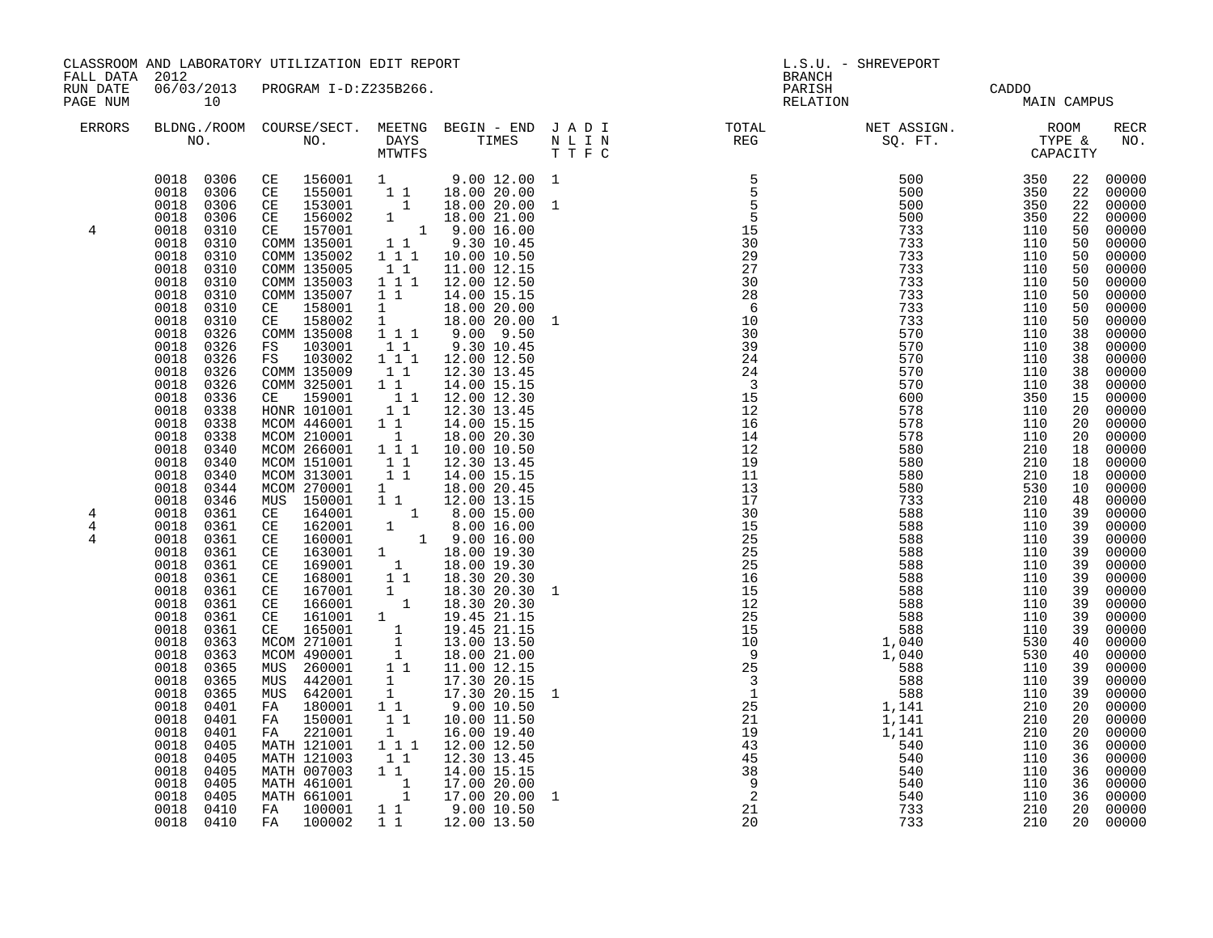CLASSROOM AND LABORATORY UTILIZATION EDIT REPORT
FALL DATA 2012
RUN DATE 06/03/2013 PROGRAM I-D:Z235B266.

L.S.U. - SHREVEPORT
BRANCH
PARISH CADDO
RELATION MAIN CAMPUS

| ERRORS | BLDNG./ROOM NO. | COURSE/SECT. NO. | MEETNG DAYS MTWTFS | BEGIN - END TIMES | J T | A L | D I | I N C F | TOTAL REG | NET ASSIGN. SQ. FT. | ROOM TYPE & CAPACITY | | RECR NO. |
|---|---|---|---|---|---|---|---|---|---|---|---|---|---|
| | 0018 0306 | CE 156001 | M | 9.00 12.00 | 1 | | | | 5 | 500 | 350 | 22 | 00000 |
| | 0018 0306 | CE 155001 | TR | 18.00 20.00 | | | | | 5 | 500 | 350 | 22 | 00000 |
| | 0018 0306 | CE 153001 | R | 18.00 20.00 | 1 | | | | 5 | 500 | 350 | 22 | 00000 |
| | 0018 0306 | CE 156002 | T | 18.00 21.00 | | | | | 5 | 500 | 350 | 22 | 00000 |
| 4 | 0018 0310 | CE 157001 | S | 9.00 16.00 | | | | | 15 | 733 | 110 | 50 | 00000 |
| | 0018 0310 | COMM 135001 | TR | 9.30 10.45 | | | | | 30 | 733 | 110 | 50 | 00000 |
| | 0018 0310 | COMM 135002 | MWF | 10.00 10.50 | | | | | 29 | 733 | 110 | 50 | 00000 |
| | 0018 0310 | COMM 135005 | TR | 11.00 12.15 | | | | | 27 | 733 | 110 | 50 | 00000 |
| | 0018 0310 | COMM 135003 | MWF | 12.00 12.50 | | | | | 30 | 733 | 110 | 50 | 00000 |
| | 0018 0310 | COMM 135007 | MW | 14.00 15.15 | | | | | 28 | 733 | 110 | 50 | 00000 |
| | 0018 0310 | CE 158001 | M | 18.00 20.00 | | | | | 6 | 733 | 110 | 50 | 00000 |
| | 0018 0310 | CE 158002 | M | 18.00 20.00 | 1 | | | | 10 | 733 | 110 | 50 | 00000 |
| | 0018 0326 | COMM 135008 | MWF | 9.00 9.50 | | | | | 30 | 570 | 110 | 38 | 00000 |
| | 0018 0326 | FS 103001 | TR | 9.30 10.45 | | | | | 39 | 570 | 110 | 38 | 00000 |
| | 0018 0326 | FS 103002 | MWF | 12.00 12.50 | | | | | 24 | 570 | 110 | 38 | 00000 |
| | 0018 0326 | COMM 135009 | TR | 12.30 13.45 | | | | | 24 | 570 | 110 | 38 | 00000 |
| | 0018 0326 | COMM 325001 | MW | 14.00 15.15 | | | | | 3 | 570 | 110 | 38 | 00000 |
| | 0018 0336 | CE 159001 | WF | 12.00 12.30 | | | | | 15 | 600 | 350 | 15 | 00000 |
| | 0018 0338 | HONR 101001 | TR | 12.30 13.45 | | | | | 12 | 578 | 110 | 20 | 00000 |
| | 0018 0338 | MCOM 446001 | MW | 14.00 15.15 | | | | | 16 | 578 | 110 | 20 | 00000 |
| | 0018 0338 | MCOM 210001 | T | 18.00 20.30 | | | | | 14 | 578 | 110 | 20 | 00000 |
| | 0018 0340 | MCOM 266001 | MWF | 10.00 10.50 | | | | | 12 | 580 | 210 | 18 | 00000 |
| | 0018 0340 | MCOM 151001 | TR | 12.30 13.45 | | | | | 19 | 580 | 210 | 18 | 00000 |
| | 0018 0340 | MCOM 313001 | TR | 14.00 15.15 | | | | | 11 | 580 | 210 | 18 | 00000 |
| | 0018 0344 | MCOM 270001 | M | 18.00 20.45 | | | | | 13 | 580 | 530 | 10 | 00000 |
| | 0018 0346 | MUS 150001 | MW | 12.00 13.15 | | | | | 17 | 733 | 210 | 48 | 00000 |
| 4 | 0018 0361 | CE 164001 | F | 8.00 15.00 | | | | | 30 | 588 | 110 | 39 | 00000 |
| 4 | 0018 0361 | CE 162001 | T | 8.00 16.00 | | | | | 15 | 588 | 110 | 39 | 00000 |
| 4 | 0018 0361 | CE 160001 | S | 9.00 16.00 | | | | | 25 | 588 | 110 | 39 | 00000 |
| | 0018 0361 | CE 163001 | M | 18.00 19.30 | | | | | 25 | 588 | 110 | 39 | 00000 |
| | 0018 0361 | CE 169001 | W | 18.00 19.30 | | | | | 25 | 588 | 110 | 39 | 00000 |
| | 0018 0361 | CE 168001 | TR | 18.30 20.30 | | | | | 16 | 588 | 110 | 39 | 00000 |
| | 0018 0361 | CE 167001 | T | 18.30 20.30 | 1 | | | | 15 | 588 | 110 | 39 | 00000 |
| | 0018 0361 | CE 166001 | R | 18.30 20.30 | | | | | 12 | 588 | 110 | 39 | 00000 |
| | 0018 0361 | CE 161001 | M | 19.45 21.15 | | | | | 25 | 588 | 110 | 39 | 00000 |
| | 0018 0361 | CE 165001 | W | 19.45 21.15 | | | | | 15 | 588 | 110 | 39 | 00000 |
| | 0018 0363 | MCOM 271001 | W | 13.00 13.50 | | | | | 10 | 1,040 | 530 | 40 | 00000 |
| | 0018 0363 | MCOM 490001 | W | 18.00 21.00 | | | | | 9 | 1,040 | 530 | 40 | 00000 |
| | 0018 0365 | MUS 260001 | TR | 11.00 12.15 | | | | | 25 | 588 | 110 | 39 | 00000 |
| | 0018 0365 | MUS 442001 | T | 17.30 20.15 | | | | | 3 | 588 | 110 | 39 | 00000 |
| | 0018 0365 | MUS 642001 | T | 17.30 20.15 | 1 | | | | 1 | 588 | 110 | 39 | 00000 |
| | 0018 0401 | FA 180001 | MW | 9.00 10.50 | | | | | 25 | 1,141 | 210 | 20 | 00000 |
| | 0018 0401 | FA 150001 | TR | 10.00 11.50 | | | | | 21 | 1,141 | 210 | 20 | 00000 |
| | 0018 0401 | FA 221001 | T | 16.00 19.40 | | | | | 19 | 1,141 | 210 | 20 | 00000 |
| | 0018 0405 | MATH 121001 | MWF | 12.00 12.50 | | | | | 43 | 540 | 110 | 36 | 00000 |
| | 0018 0405 | MATH 121003 | TR | 12.30 13.45 | | | | | 45 | 540 | 110 | 36 | 00000 |
| | 0018 0405 | MATH 007003 | MW | 14.00 15.15 | | | | | 38 | 540 | 110 | 36 | 00000 |
| | 0018 0405 | MATH 461001 | R | 17.00 20.00 | | | | | 9 | 540 | 110 | 36 | 00000 |
| | 0018 0405 | MATH 661001 | R | 17.00 20.00 | 1 | | | | 2 | 540 | 110 | 36 | 00000 |
| | 0018 0410 | FA 100001 | MW | 9.00 10.50 | | | | | 21 | 733 | 210 | 20 | 00000 |
| | 0018 0410 | FA 100002 | MW | 12.00 13.50 | | | | | 20 | 733 | 210 | 20 | 00000 |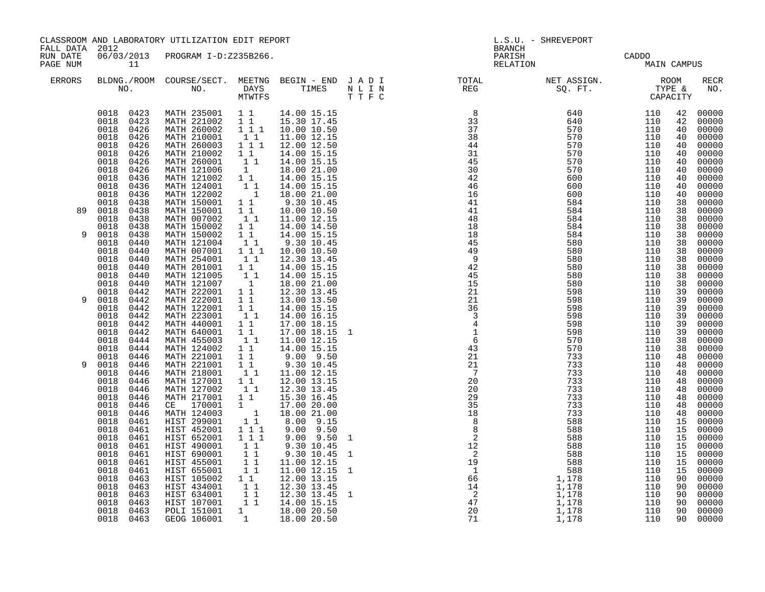CLASSROOM AND LABORATORY UTILIZATION EDIT REPORT
FALL DATA 2012
RUN DATE 06/03/2013 PROGRAM I-D:Z235B266.
PAGE NUM 11

L.S.U. - SHREVEPORT
BRANCH
PARISH CADDO
RELATION MAIN CAMPUS

| ERRORS | BLDNG./ROOM NO. | COURSE/SECT. NO. | MEETNG DAYS MTWTFS | BEGIN - END TIMES | J A D I N L I N T T F C | TOTAL REG | NET ASSIGN. SQ. FT. | ROOM TYPE & CAPACITY | | RECR NO. |
|---|---|---|---|---|---|---|---|---|---|---|
| | 0018 0423 | MATH 235001 | 1 1 | 14.00 15.15 | | 8 | 640 | 110 | 42 | 00000 |
| | 0018 0423 | MATH 221002 | 1 1 | 15.30 17.45 | | 33 | 640 | 110 | 42 | 00000 |
| | 0018 0426 | MATH 260002 | 1 1 1 | 10.00 10.50 | | 37 | 570 | 110 | 40 | 00000 |
| | 0018 0426 | MATH 210001 | 1 1 | 11.00 12.15 | | 38 | 570 | 110 | 40 | 00000 |
| | 0018 0426 | MATH 260003 | 1 1 1 | 12.00 12.50 | | 44 | 570 | 110 | 40 | 00000 |
| | 0018 0426 | MATH 210002 | 1 1 | 14.00 15.15 | | 31 | 570 | 110 | 40 | 00000 |
| | 0018 0426 | MATH 260001 | 1 1 | 14.00 15.15 | | 45 | 570 | 110 | 40 | 00000 |
| | 0018 0426 | MATH 121006 | 1 | 18.00 21.00 | | 30 | 570 | 110 | 40 | 00000 |
| | 0018 0436 | MATH 121002 | 1 1 | 14.00 15.15 | | 42 | 600 | 110 | 40 | 00000 |
| | 0018 0436 | MATH 124001 | 1 1 | 14.00 15.15 | | 46 | 600 | 110 | 40 | 00000 |
| | 0018 0436 | MATH 122002 | 1 | 18.00 21.00 | | 16 | 600 | 110 | 40 | 00000 |
| | 0018 0438 | MATH 150001 | 1 1 | 9.30 10.45 | | 41 | 584 | 110 | 38 | 00000 |
| 89 | 0018 0438 | MATH 150001 | 1 1 | 10.00 10.50 | | 41 | 584 | 110 | 38 | 00000 |
| | 0018 0438 | MATH 007002 | 1 1 | 11.00 12.15 | | 48 | 584 | 110 | 38 | 00000 |
| | 0018 0438 | MATH 150002 | 1 1 | 14.00 14.50 | | 18 | 584 | 110 | 38 | 00000 |
| 9 | 0018 0438 | MATH 150002 | 1 1 | 14.00 15.15 | | 18 | 584 | 110 | 38 | 00000 |
| | 0018 0440 | MATH 121004 | 1 1 | 9.30 10.45 | | 45 | 580 | 110 | 38 | 00000 |
| | 0018 0440 | MATH 007001 | 1 1 1 | 10.00 10.50 | | 49 | 580 | 110 | 38 | 00000 |
| | 0018 0440 | MATH 254001 | 1 1 | 12.30 13.45 | | 9 | 580 | 110 | 38 | 00000 |
| | 0018 0440 | MATH 201001 | 1 1 | 14.00 15.15 | | 42 | 580 | 110 | 38 | 00000 |
| | 0018 0440 | MATH 121005 | 1 1 | 14.00 15.15 | | 45 | 580 | 110 | 38 | 00000 |
| | 0018 0440 | MATH 121007 | 1 | 18.00 21.00 | | 15 | 580 | 110 | 38 | 00000 |
| | 0018 0442 | MATH 222001 | 1 1 | 12.30 13.45 | | 21 | 598 | 110 | 39 | 00000 |
| 9 | 0018 0442 | MATH 222001 | 1 1 | 13.00 13.50 | | 21 | 598 | 110 | 39 | 00000 |
| | 0018 0442 | MATH 122001 | 1 1 | 14.00 15.15 | | 36 | 598 | 110 | 39 | 00000 |
| | 0018 0442 | MATH 223001 | 1 1 | 14.00 16.15 | | 3 | 598 | 110 | 39 | 00000 |
| | 0018 0442 | MATH 440001 | 1 1 | 17.00 18.15 | | 4 | 598 | 110 | 39 | 00000 |
| | 0018 0442 | MATH 640001 | 1 1 | 17.00 18.15 | 1 | 1 | 598 | 110 | 39 | 00000 |
| | 0018 0444 | MATH 455003 | 1 1 | 11.00 12.15 | | 6 | 570 | 110 | 38 | 00000 |
| | 0018 0444 | MATH 124002 | 1 1 | 14.00 15.15 | | 43 | 570 | 110 | 38 | 00000 |
| | 0018 0446 | MATH 221001 | 1 1 | 9.00 9.50 | | 21 | 733 | 110 | 48 | 00000 |
| 9 | 0018 0446 | MATH 221001 | 1 1 | 9.30 10.45 | | 21 | 733 | 110 | 48 | 00000 |
| | 0018 0446 | MATH 218001 | 1 1 | 11.00 12.15 | | 7 | 733 | 110 | 48 | 00000 |
| | 0018 0446 | MATH 127001 | 1 1 | 12.00 13.15 | | 20 | 733 | 110 | 48 | 00000 |
| | 0018 0446 | MATH 127002 | 1 1 | 12.30 13.45 | | 20 | 733 | 110 | 48 | 00000 |
| | 0018 0446 | MATH 217001 | 1 1 | 15.30 16.45 | | 29 | 733 | 110 | 48 | 00000 |
| | 0018 0446 | CE 170001 | 1 | 17.00 20.00 | | 35 | 733 | 110 | 48 | 00000 |
| | 0018 0446 | MATH 124003 | 1 | 18.00 21.00 | | 18 | 733 | 110 | 48 | 00000 |
| | 0018 0461 | HIST 299001 | 1 1 | 8.00 9.15 | | 8 | 588 | 110 | 15 | 00000 |
| | 0018 0461 | HIST 452001 | 1 1 1 | 9.00 9.50 | | 8 | 588 | 110 | 15 | 00000 |
| | 0018 0461 | HIST 652001 | 1 1 1 | 9.00 9.50 | 1 | 2 | 588 | 110 | 15 | 00000 |
| | 0018 0461 | HIST 490001 | 1 1 | 9.30 10.45 | | 12 | 588 | 110 | 15 | 00000 |
| | 0018 0461 | HIST 690001 | 1 1 | 9.30 10.45 | 1 | 2 | 588 | 110 | 15 | 00000 |
| | 0018 0461 | HIST 455001 | 1 1 | 11.00 12.15 | | 19 | 588 | 110 | 15 | 00000 |
| | 0018 0461 | HIST 655001 | 1 1 | 11.00 12.15 | 1 | 1 | 588 | 110 | 15 | 00000 |
| | 0018 0463 | HIST 105002 | 1 1 | 12.00 13.15 | | 66 | 1,178 | 110 | 90 | 00000 |
| | 0018 0463 | HIST 434001 | 1 1 | 12.30 13.45 | | 14 | 1,178 | 110 | 90 | 00000 |
| | 0018 0463 | HIST 634001 | 1 1 | 12.30 13.45 | 1 | 2 | 1,178 | 110 | 90 | 00000 |
| | 0018 0463 | HIST 107001 | 1 1 | 14.00 15.15 | | 47 | 1,178 | 110 | 90 | 00000 |
| | 0018 0463 | POLI 151001 | 1 | 18.00 20.50 | | 20 | 1,178 | 110 | 90 | 00000 |
| | 0018 0463 | GEOG 106001 | 1 | 18.00 20.50 | | 71 | 1,178 | 110 | 90 | 00000 |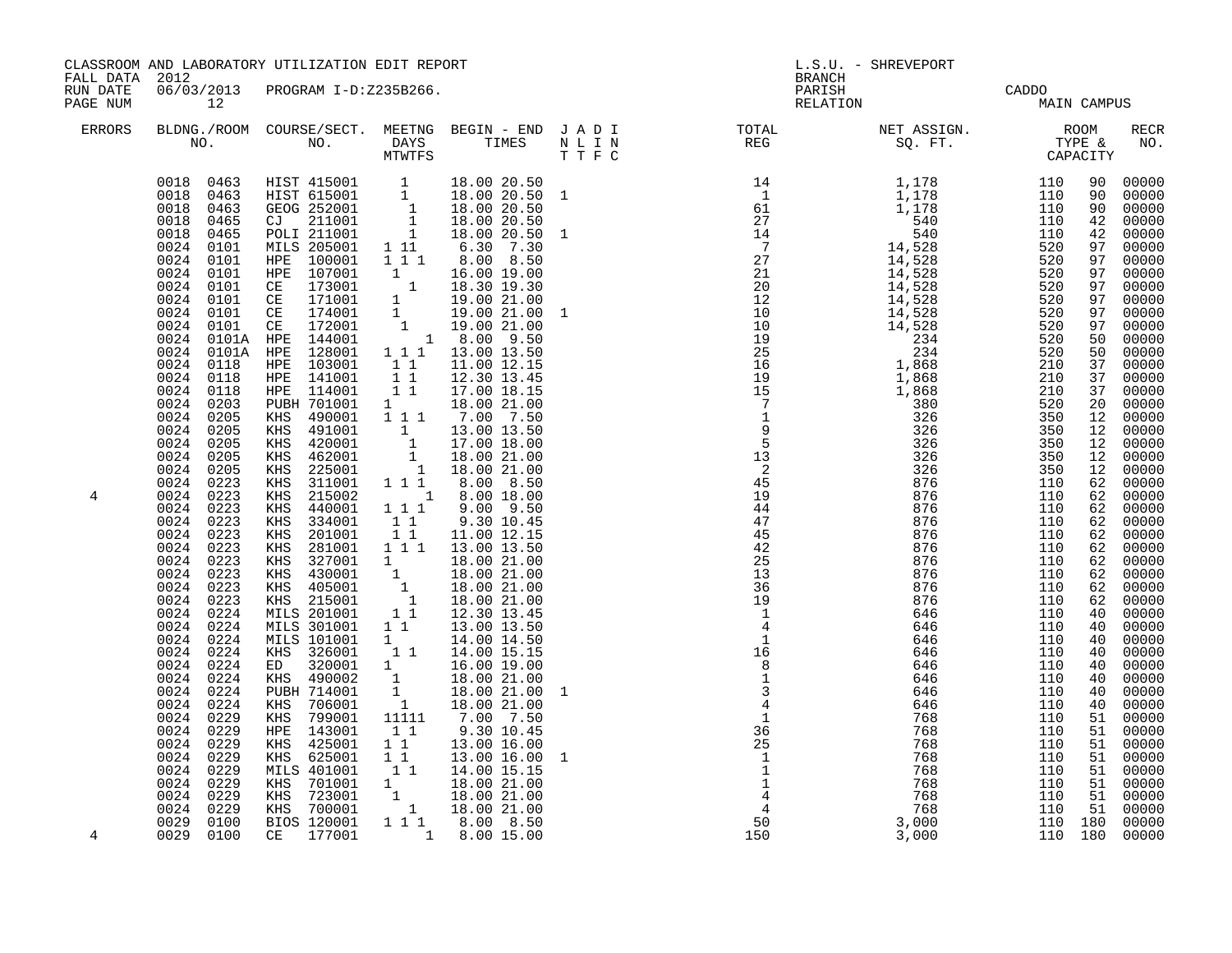CLASSROOM AND LABORATORY UTILIZATION EDIT REPORT
FALL DATA 2012
RUN DATE 06/03/2013 PROGRAM I-D:Z235B266.

L.S.U. - SHREVEPORT
BRANCH
PARISH CADDO
RELATION MAIN CAMPUS

| ERRORS | BLDG./ROOM NO. | COURSE/SECT. NO. | MEETNG DAYS MTWTFS | BEGIN - END TIMES | J A D I N L I N T T F C | TOTAL REG | NET ASSIGN. SQ. FT. | ROOM TYPE | CAPACITY | RECR NO. |
|---|---|---|---|---|---|---|---|---|---|---|
| | 0018 0463 | HIST 415001 | 1 | 18.00 20.50 | | 14 | 1,178 | 110 | 90 | 00000 |
| | 0018 0463 | HIST 615001 | 1 | 18.00 20.50 | 1 | 1 | 1,178 | 110 | 90 | 00000 |
| | 0018 0463 | GEOG 252001 | 1 | 18.00 20.50 | | 61 | 1,178 | 110 | 90 | 00000 |
| | 0018 0465 | CJ 211001 | 1 | 18.00 20.50 | | 27 | 540 | 110 | 42 | 00000 |
| | 0018 0465 | POLI 211001 | 1 | 18.00 20.50 | 1 | 14 | 540 | 110 | 42 | 00000 |
| | 0024 0101 | MILS 205001 | 1 11 | 6.30 7.30 | | 7 | 14,528 | 520 | 97 | 00000 |
| | 0024 0101 | HPE 100001 | 1 1 1 | 8.00 8.50 | | 27 | 14,528 | 520 | 97 | 00000 |
| | 0024 0101 | HPE 107001 | 1 | 16.00 19.00 | | 21 | 14,528 | 520 | 97 | 00000 |
| | 0024 0101 | CE 173001 | 1 | 18.30 19.30 | | 20 | 14,528 | 520 | 97 | 00000 |
| | 0024 0101 | CE 171001 | 1 | 19.00 21.00 | | 12 | 14,528 | 520 | 97 | 00000 |
| | 0024 0101 | CE 174001 | 1 | 19.00 21.00 | 1 | 10 | 14,528 | 520 | 97 | 00000 |
| | 0024 0101 | CE 172001 | 1 | 19.00 21.00 | | 10 | 14,528 | 520 | 97 | 00000 |
| | 0024 0101A | HPE 144001 | 1 | 8.00 9.50 | | 19 | 234 | 520 | 50 | 00000 |
| | 0024 0101A | HPE 128001 | 1 1 1 | 13.00 13.50 | | 25 | 234 | 520 | 50 | 00000 |
| | 0024 0118 | HPE 103001 | 1 1 | 11.00 12.15 | | 16 | 1,868 | 210 | 37 | 00000 |
| | 0024 0118 | HPE 141001 | 1 1 | 12.30 13.45 | | 19 | 1,868 | 210 | 37 | 00000 |
| | 0024 0118 | HPE 114001 | 1 1 | 17.00 18.15 | | 15 | 1,868 | 210 | 37 | 00000 |
| | 0024 0203 | PUBH 701001 | 1 | 18.00 21.00 | | 7 | 380 | 520 | 20 | 00000 |
| | 0024 0205 | KHS 490001 | 1 1 1 | 7.00 7.50 | | 1 | 326 | 350 | 12 | 00000 |
| | 0024 0205 | KHS 491001 | 1 | 13.00 13.50 | | 9 | 326 | 350 | 12 | 00000 |
| | 0024 0205 | KHS 420001 | 1 | 17.00 18.00 | | 5 | 326 | 350 | 12 | 00000 |
| | 0024 0205 | KHS 462001 | 1 | 18.00 21.00 | | 13 | 326 | 350 | 12 | 00000 |
| | 0024 0205 | KHS 225001 | 1 | 18.00 21.00 | | 2 | 326 | 350 | 12 | 00000 |
| | 0024 0223 | KHS 311001 | 1 1 1 | 8.00 8.50 | | 45 | 876 | 110 | 62 | 00000 |
| 4 | 0024 0223 | KHS 215002 | 1 | 8.00 18.00 | | 19 | 876 | 110 | 62 | 00000 |
| | 0024 0223 | KHS 440001 | 1 1 1 | 9.00 9.50 | | 44 | 876 | 110 | 62 | 00000 |
| | 0024 0223 | KHS 334001 | 1 1 | 9.30 10.45 | | 47 | 876 | 110 | 62 | 00000 |
| | 0024 0223 | KHS 201001 | 1 1 | 11.00 12.15 | | 45 | 876 | 110 | 62 | 00000 |
| | 0024 0223 | KHS 281001 | 1 1 1 | 13.00 13.50 | | 42 | 876 | 110 | 62 | 00000 |
| | 0024 0223 | KHS 327001 | 1 | 18.00 21.00 | | 25 | 876 | 110 | 62 | 00000 |
| | 0024 0223 | KHS 430001 | 1 | 18.00 21.00 | | 13 | 876 | 110 | 62 | 00000 |
| | 0024 0223 | KHS 405001 | 1 | 18.00 21.00 | | 36 | 876 | 110 | 62 | 00000 |
| | 0024 0223 | KHS 215001 | 1 | 18.00 21.00 | | 19 | 876 | 110 | 62 | 00000 |
| | 0024 0224 | MILS 201001 | 1 1 | 12.30 13.45 | | 1 | 646 | 110 | 40 | 00000 |
| | 0024 0224 | MILS 301001 | 1 1 | 13.00 13.50 | | 4 | 646 | 110 | 40 | 00000 |
| | 0024 0224 | MILS 101001 | 1 | 14.00 14.50 | | 1 | 646 | 110 | 40 | 00000 |
| | 0024 0224 | KHS 326001 | 1 1 | 14.00 15.15 | | 16 | 646 | 110 | 40 | 00000 |
| | 0024 0224 | ED 320001 | 1 | 16.00 19.00 | | 8 | 646 | 110 | 40 | 00000 |
| | 0024 0224 | KHS 490002 | 1 | 18.00 21.00 | | 1 | 646 | 110 | 40 | 00000 |
| | 0024 0224 | PUBH 714001 | 1 | 18.00 21.00 | 1 | 3 | 646 | 110 | 40 | 00000 |
| | 0024 0224 | KHS 706001 | 1 | 18.00 21.00 | | 4 | 646 | 110 | 40 | 00000 |
| | 0024 0229 | KHS 799001 | 11111 | 7.00 7.50 | | 1 | 768 | 110 | 51 | 00000 |
| | 0024 0229 | HPE 143001 | 1 1 | 9.30 10.45 | | 36 | 768 | 110 | 51 | 00000 |
| | 0024 0229 | KHS 425001 | 1 1 | 13.00 16.00 | | 25 | 768 | 110 | 51 | 00000 |
| | 0024 0229 | KHS 625001 | 1 1 | 13.00 16.00 | 1 | 1 | 768 | 110 | 51 | 00000 |
| | 0024 0229 | MILS 401001 | 1 1 | 14.00 15.15 | | 1 | 768 | 110 | 51 | 00000 |
| | 0024 0229 | KHS 701001 | 1 | 18.00 21.00 | | 1 | 768 | 110 | 51 | 00000 |
| | 0024 0229 | KHS 723001 | 1 | 18.00 21.00 | | 4 | 768 | 110 | 51 | 00000 |
| | 0024 0229 | KHS 700001 | 1 | 18.00 21.00 | | 4 | 768 | 110 | 51 | 00000 |
| | 0029 0100 | BIOS 120001 | 1 1 1 | 8.00 8.50 | | 50 | 3,000 | 110 | 180 | 00000 |
| 4 | 0029 0100 | CE 177001 | 1 | 8.00 15.00 | | 150 | 3,000 | 110 | 180 | 00000 |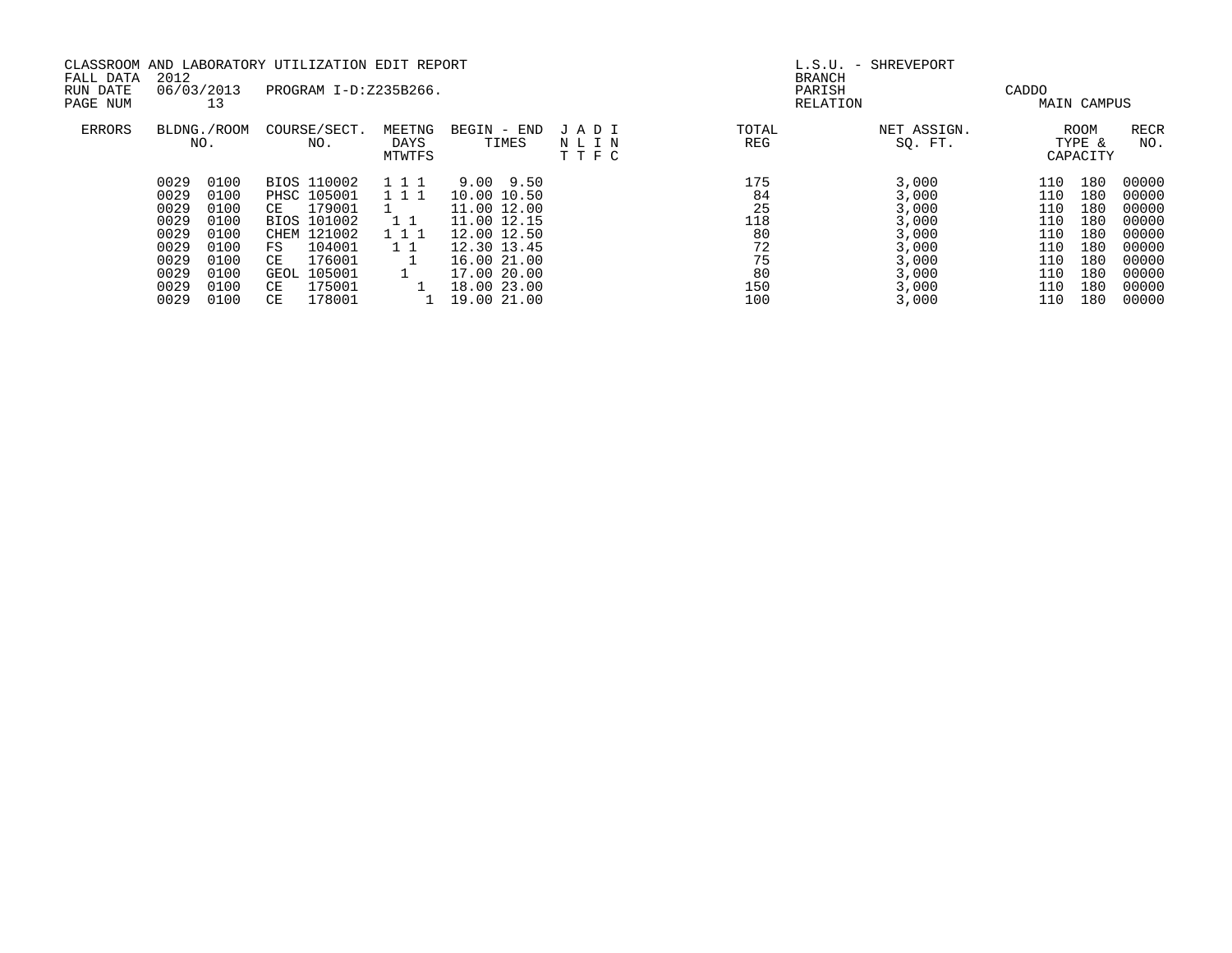CLASSROOM AND LABORATORY UTILIZATION EDIT REPORT

FALL DATA 2012

RUN DATE 06/03/2013 PROGRAM I-D:Z235B266.

PAGE NUM 13

L.S.U. - SHREVEPORT

BRANCH

PARISH CADDO

RELATION MAIN CAMPUS

| ERRORS | BLDNG./ROOM NO. | | COURSE/SECT. NO. | | MEETNG DAYS M | T | W | T | F | S | BEGIN - END TIMES | | J N T | A L T | D I F | I N C | TOTAL REG | NET ASSIGN. SQ. FT. | ROOM TYPE & CAPACITY | | RECR NO. |
|---|---|---|---|---|---|---|---|---|---|---|---|---|---|---|---|---|---|---|---|---|---|
| | 0029 | 0100 | BIOS | 110002 | 1 | | 1 | | 1 | | 9.00 | 9.50 | | | | | 175 | 3,000 | 110 | 180 | 00000 |
| | 0029 | 0100 | PHSC | 105001 | 1 | | 1 | | 1 | | 10.00 | 10.50 | | | | | 84 | 3,000 | 110 | 180 | 00000 |
| | 0029 | 0100 | CE | 179001 | 1 | | | | | | 11.00 | 12.00 | | | | | 25 | 3,000 | 110 | 180 | 00000 |
| | 0029 | 0100 | BIOS | 101002 | | 1 | | 1 | | | 11.00 | 12.15 | | | | | 118 | 3,000 | 110 | 180 | 00000 |
| | 0029 | 0100 | CHEM | 121002 | 1 | | 1 | | 1 | | 12.00 | 12.50 | | | | | 80 | 3,000 | 110 | 180 | 00000 |
| | 0029 | 0100 | FS | 104001 | | 1 | | 1 | | | 12.30 | 13.45 | | | | | 72 | 3,000 | 110 | 180 | 00000 |
| | 0029 | 0100 | CE | 176001 | | | | 1 | | | 16.00 | 21.00 | | | | | 75 | 3,000 | 110 | 180 | 00000 |
| | 0029 | 0100 | GEOL | 105001 | | | 1 | | | | 17.00 | 20.00 | | | | | 80 | 3,000 | 110 | 180 | 00000 |
| | 0029 | 0100 | CE | 175001 | | | | | 1 | | 18.00 | 23.00 | | | | | 150 | 3,000 | 110 | 180 | 00000 |
| | 0029 | 0100 | CE | 178001 | | | | | | 1 | 19.00 | 21.00 | | | | | 100 | 3,000 | 110 | 180 | 00000 |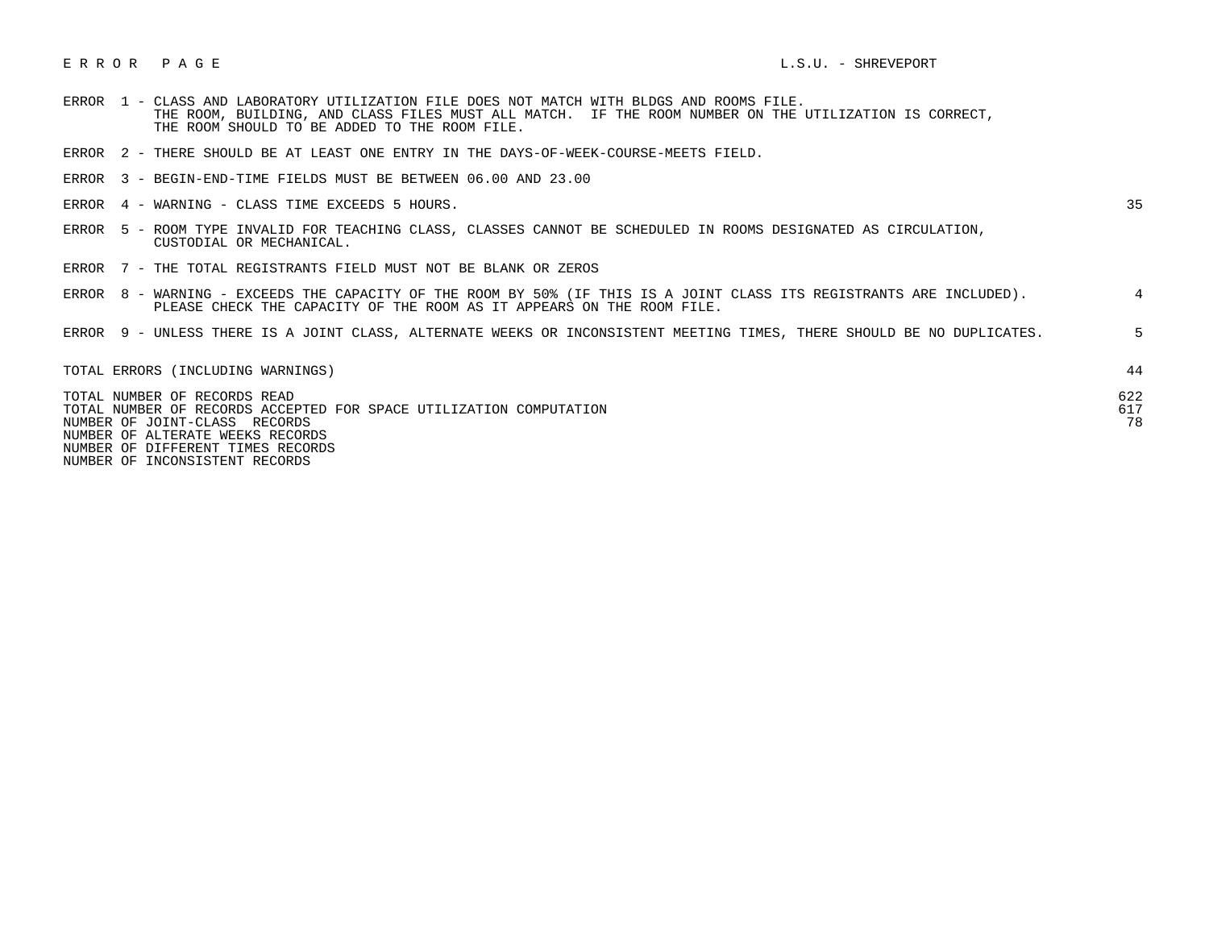# E R R O R   P A G E

L.S.U. - SHREVEPORT

| Error | Description | Count |
|---|---|---|
| ERROR 1 | CLASS AND LABORATORY UTILIZATION FILE DOES NOT MATCH WITH BLDGS AND ROOMS FILE. THE ROOM, BUILDING, AND CLASS FILES MUST ALL MATCH. IF THE ROOM NUMBER ON THE UTILIZATION IS CORRECT, THE ROOM SHOULD TO BE ADDED TO THE ROOM FILE. | |
| ERROR 2 | THERE SHOULD BE AT LEAST ONE ENTRY IN THE DAYS-OF-WEEK-COURSE-MEETS FIELD. | |
| ERROR 3 | BEGIN-END-TIME FIELDS MUST BE BETWEEN 06.00 AND 23.00 | |
| ERROR 4 | WARNING - CLASS TIME EXCEEDS 5 HOURS. | 35 |
| ERROR 5 | ROOM TYPE INVALID FOR TEACHING CLASS, CLASSES CANNOT BE SCHEDULED IN ROOMS DESIGNATED AS CIRCULATION, CUSTODIAL OR MECHANICAL. | |
| ERROR 7 | THE TOTAL REGISTRANTS FIELD MUST NOT BE BLANK OR ZEROS | |
| ERROR 8 | WARNING - EXCEEDS THE CAPACITY OF THE ROOM BY 50% (IF THIS IS A JOINT CLASS ITS REGISTRANTS ARE INCLUDED). PLEASE CHECK THE CAPACITY OF THE ROOM AS IT APPEARS ON THE ROOM FILE. | 4 |
| ERROR 9 | UNLESS THERE IS A JOINT CLASS, ALTERNATE WEEKS OR INCONSISTENT MEETING TIMES, THERE SHOULD BE NO DUPLICATES. | 5 |

| | |
|---|---|
| TOTAL ERRORS (INCLUDING WARNINGS) | 44 |
| TOTAL NUMBER OF RECORDS READ | 622 |
| TOTAL NUMBER OF RECORDS ACCEPTED FOR SPACE UTILIZATION COMPUTATION | 617 |
| NUMBER OF JOINT-CLASS RECORDS | 78 |
| NUMBER OF ALTERATE WEEKS RECORDS | |
| NUMBER OF DIFFERENT TIMES RECORDS | |
| NUMBER OF INCONSISTENT RECORDS | |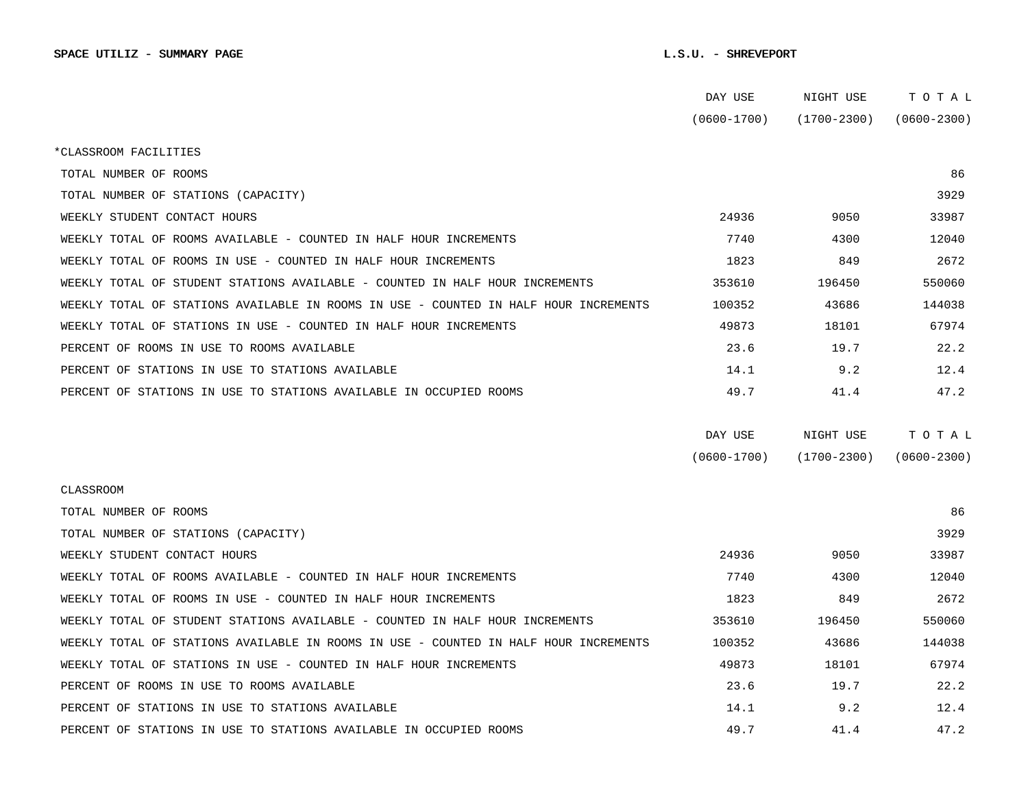**SPACE UTILIZ - SUMMARY PAGE** **L.S.U. - SHREVEPORT**

| | DAY USE (0600-1700) | NIGHT USE (1700-2300) | T O T A L (0600-2300) |
|---|---|---|---|
| *CLASSROOM FACILITIES | | | |
| TOTAL NUMBER OF ROOMS | | | 86 |
| TOTAL NUMBER OF STATIONS (CAPACITY) | | | 3929 |
| WEEKLY STUDENT CONTACT HOURS | 24936 | 9050 | 33987 |
| WEEKLY TOTAL OF ROOMS AVAILABLE - COUNTED IN HALF HOUR INCREMENTS | 7740 | 4300 | 12040 |
| WEEKLY TOTAL OF ROOMS IN USE - COUNTED IN HALF HOUR INCREMENTS | 1823 | 849 | 2672 |
| WEEKLY TOTAL OF STUDENT STATIONS AVAILABLE - COUNTED IN HALF HOUR INCREMENTS | 353610 | 196450 | 550060 |
| WEEKLY TOTAL OF STATIONS AVAILABLE IN ROOMS IN USE - COUNTED IN HALF HOUR INCREMENTS | 100352 | 43686 | 144038 |
| WEEKLY TOTAL OF STATIONS IN USE - COUNTED IN HALF HOUR INCREMENTS | 49873 | 18101 | 67974 |
| PERCENT OF ROOMS IN USE TO ROOMS AVAILABLE | 23.6 | 19.7 | 22.2 |
| PERCENT OF STATIONS IN USE TO STATIONS AVAILABLE | 14.1 | 9.2 | 12.4 |
| PERCENT OF STATIONS IN USE TO STATIONS AVAILABLE IN OCCUPIED ROOMS | 49.7 | 41.4 | 47.2 |

| | DAY USE (0600-1700) | NIGHT USE (1700-2300) | T O T A L (0600-2300) |
|---|---|---|---|
| CLASSROOM | | | |
| TOTAL NUMBER OF ROOMS | | | 86 |
| TOTAL NUMBER OF STATIONS (CAPACITY) | | | 3929 |
| WEEKLY STUDENT CONTACT HOURS | 24936 | 9050 | 33987 |
| WEEKLY TOTAL OF ROOMS AVAILABLE - COUNTED IN HALF HOUR INCREMENTS | 7740 | 4300 | 12040 |
| WEEKLY TOTAL OF ROOMS IN USE - COUNTED IN HALF HOUR INCREMENTS | 1823 | 849 | 2672 |
| WEEKLY TOTAL OF STUDENT STATIONS AVAILABLE - COUNTED IN HALF HOUR INCREMENTS | 353610 | 196450 | 550060 |
| WEEKLY TOTAL OF STATIONS AVAILABLE IN ROOMS IN USE - COUNTED IN HALF HOUR INCREMENTS | 100352 | 43686 | 144038 |
| WEEKLY TOTAL OF STATIONS IN USE - COUNTED IN HALF HOUR INCREMENTS | 49873 | 18101 | 67974 |
| PERCENT OF ROOMS IN USE TO ROOMS AVAILABLE | 23.6 | 19.7 | 22.2 |
| PERCENT OF STATIONS IN USE TO STATIONS AVAILABLE | 14.1 | 9.2 | 12.4 |
| PERCENT OF STATIONS IN USE TO STATIONS AVAILABLE IN OCCUPIED ROOMS | 49.7 | 41.4 | 47.2 |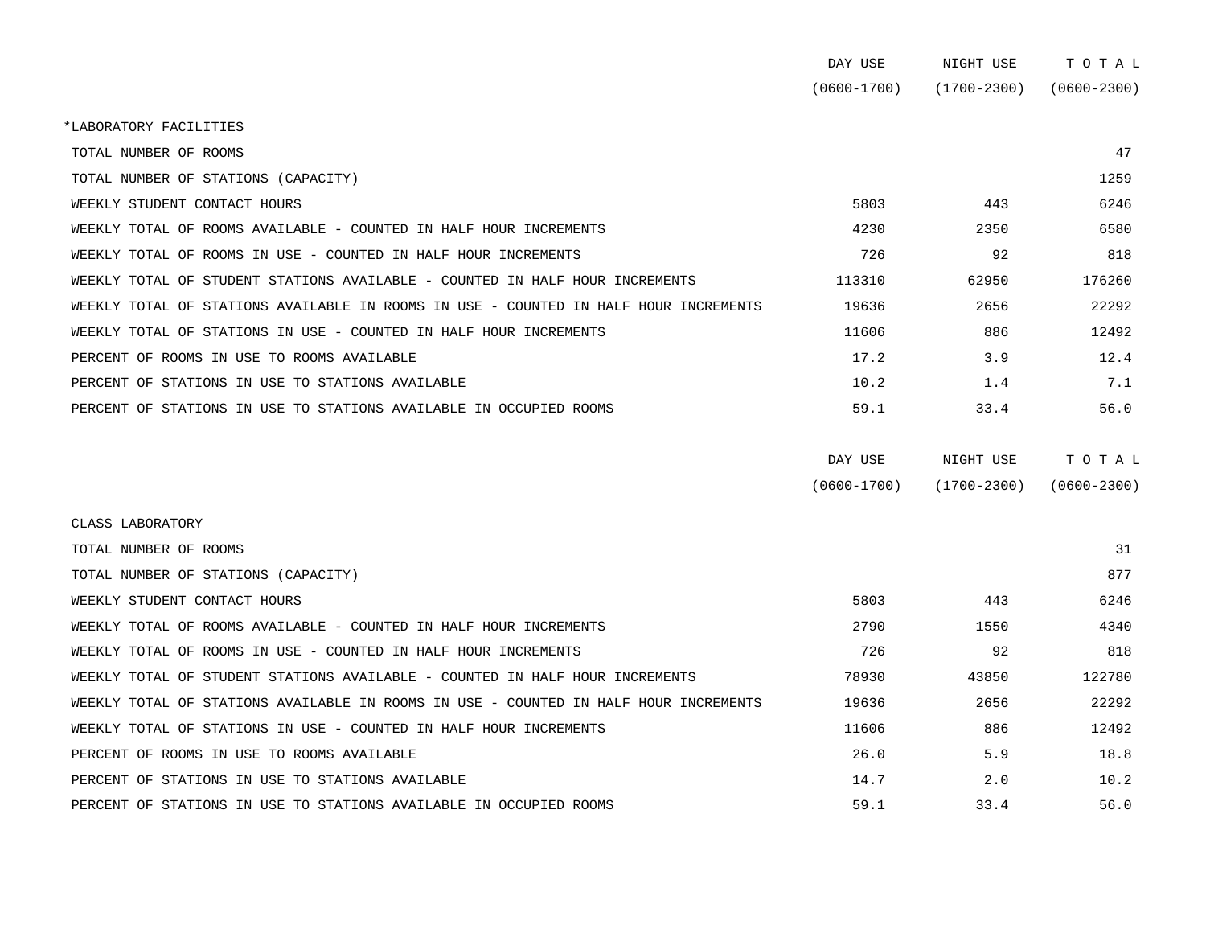| | DAY USE (0600-1700) | NIGHT USE (1700-2300) | T O T A L (0600-2300) |
|---|---|---|---|
| *LABORATORY FACILITIES | | | |
| TOTAL NUMBER OF ROOMS | | | 47 |
| TOTAL NUMBER OF STATIONS (CAPACITY) | | | 1259 |
| WEEKLY STUDENT CONTACT HOURS | 5803 | 443 | 6246 |
| WEEKLY TOTAL OF ROOMS AVAILABLE - COUNTED IN HALF HOUR INCREMENTS | 4230 | 2350 | 6580 |
| WEEKLY TOTAL OF ROOMS IN USE - COUNTED IN HALF HOUR INCREMENTS | 726 | 92 | 818 |
| WEEKLY TOTAL OF STUDENT STATIONS AVAILABLE - COUNTED IN HALF HOUR INCREMENTS | 113310 | 62950 | 176260 |
| WEEKLY TOTAL OF STATIONS AVAILABLE IN ROOMS IN USE - COUNTED IN HALF HOUR INCREMENTS | 19636 | 2656 | 22292 |
| WEEKLY TOTAL OF STATIONS IN USE - COUNTED IN HALF HOUR INCREMENTS | 11606 | 886 | 12492 |
| PERCENT OF ROOMS IN USE TO ROOMS AVAILABLE | 17.2 | 3.9 | 12.4 |
| PERCENT OF STATIONS IN USE TO STATIONS AVAILABLE | 10.2 | 1.4 | 7.1 |
| PERCENT OF STATIONS IN USE TO STATIONS AVAILABLE IN OCCUPIED ROOMS | 59.1 | 33.4 | 56.0 |

| | DAY USE (0600-1700) | NIGHT USE (1700-2300) | T O T A L (0600-2300) |
|---|---|---|---|
| CLASS LABORATORY | | | |
| TOTAL NUMBER OF ROOMS | | | 31 |
| TOTAL NUMBER OF STATIONS (CAPACITY) | | | 877 |
| WEEKLY STUDENT CONTACT HOURS | 5803 | 443 | 6246 |
| WEEKLY TOTAL OF ROOMS AVAILABLE - COUNTED IN HALF HOUR INCREMENTS | 2790 | 1550 | 4340 |
| WEEKLY TOTAL OF ROOMS IN USE - COUNTED IN HALF HOUR INCREMENTS | 726 | 92 | 818 |
| WEEKLY TOTAL OF STUDENT STATIONS AVAILABLE - COUNTED IN HALF HOUR INCREMENTS | 78930 | 43850 | 122780 |
| WEEKLY TOTAL OF STATIONS AVAILABLE IN ROOMS IN USE - COUNTED IN HALF HOUR INCREMENTS | 19636 | 2656 | 22292 |
| WEEKLY TOTAL OF STATIONS IN USE - COUNTED IN HALF HOUR INCREMENTS | 11606 | 886 | 12492 |
| PERCENT OF ROOMS IN USE TO ROOMS AVAILABLE | 26.0 | 5.9 | 18.8 |
| PERCENT OF STATIONS IN USE TO STATIONS AVAILABLE | 14.7 | 2.0 | 10.2 |
| PERCENT OF STATIONS IN USE TO STATIONS AVAILABLE IN OCCUPIED ROOMS | 59.1 | 33.4 | 56.0 |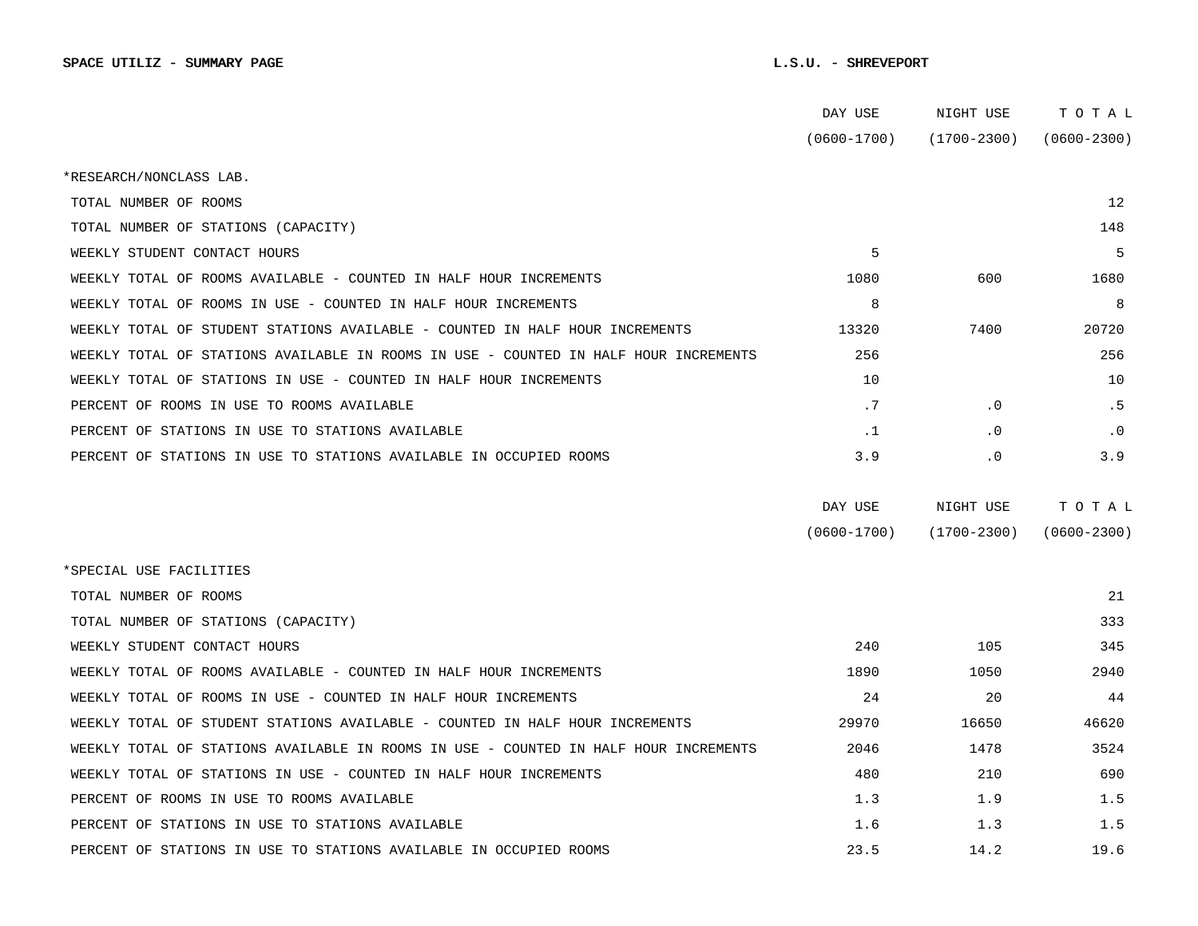**SPACE UTILIZ - SUMMARY PAGE** **L.S.U. - SHREVEPORT**

| | DAY USE (0600-1700) | NIGHT USE (1700-2300) | T O T A L (0600-2300) |
|---|---|---|---|
| *RESEARCH/NONCLASS LAB. | | | |
| TOTAL NUMBER OF ROOMS | | | 12 |
| TOTAL NUMBER OF STATIONS (CAPACITY) | | | 148 |
| WEEKLY STUDENT CONTACT HOURS | 5 | | 5 |
| WEEKLY TOTAL OF ROOMS AVAILABLE - COUNTED IN HALF HOUR INCREMENTS | 1080 | 600 | 1680 |
| WEEKLY TOTAL OF ROOMS IN USE - COUNTED IN HALF HOUR INCREMENTS | 8 | | 8 |
| WEEKLY TOTAL OF STUDENT STATIONS AVAILABLE - COUNTED IN HALF HOUR INCREMENTS | 13320 | 7400 | 20720 |
| WEEKLY TOTAL OF STATIONS AVAILABLE IN ROOMS IN USE - COUNTED IN HALF HOUR INCREMENTS | 256 | | 256 |
| WEEKLY TOTAL OF STATIONS IN USE - COUNTED IN HALF HOUR INCREMENTS | 10 | | 10 |
| PERCENT OF ROOMS IN USE TO ROOMS AVAILABLE | .7 | .0 | .5 |
| PERCENT OF STATIONS IN USE TO STATIONS AVAILABLE | .1 | .0 | .0 |
| PERCENT OF STATIONS IN USE TO STATIONS AVAILABLE IN OCCUPIED ROOMS | 3.9 | .0 | 3.9 |

| | DAY USE (0600-1700) | NIGHT USE (1700-2300) | T O T A L (0600-2300) |
|---|---|---|---|
| *SPECIAL USE FACILITIES | | | |
| TOTAL NUMBER OF ROOMS | | | 21 |
| TOTAL NUMBER OF STATIONS (CAPACITY) | | | 333 |
| WEEKLY STUDENT CONTACT HOURS | 240 | 105 | 345 |
| WEEKLY TOTAL OF ROOMS AVAILABLE - COUNTED IN HALF HOUR INCREMENTS | 1890 | 1050 | 2940 |
| WEEKLY TOTAL OF ROOMS IN USE - COUNTED IN HALF HOUR INCREMENTS | 24 | 20 | 44 |
| WEEKLY TOTAL OF STUDENT STATIONS AVAILABLE - COUNTED IN HALF HOUR INCREMENTS | 29970 | 16650 | 46620 |
| WEEKLY TOTAL OF STATIONS AVAILABLE IN ROOMS IN USE - COUNTED IN HALF HOUR INCREMENTS | 2046 | 1478 | 3524 |
| WEEKLY TOTAL OF STATIONS IN USE - COUNTED IN HALF HOUR INCREMENTS | 480 | 210 | 690 |
| PERCENT OF ROOMS IN USE TO ROOMS AVAILABLE | 1.3 | 1.9 | 1.5 |
| PERCENT OF STATIONS IN USE TO STATIONS AVAILABLE | 1.6 | 1.3 | 1.5 |
| PERCENT OF STATIONS IN USE TO STATIONS AVAILABLE IN OCCUPIED ROOMS | 23.5 | 14.2 | 19.6 |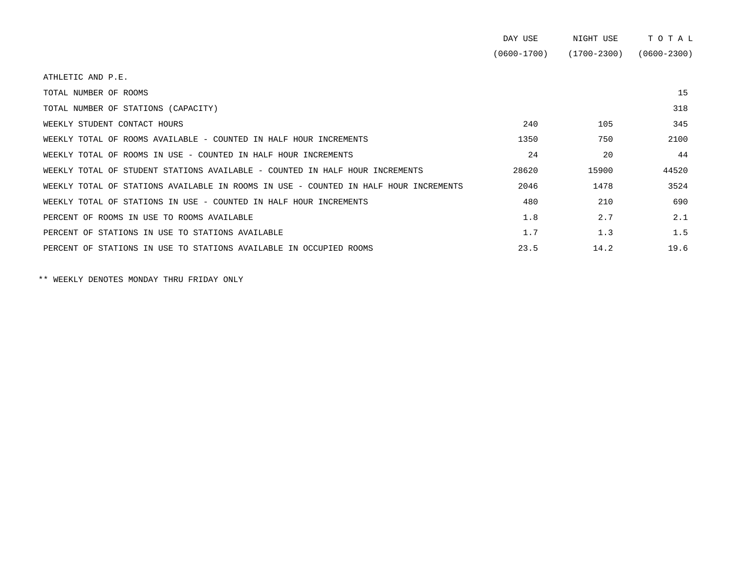| | DAY USE (0600-1700) | NIGHT USE (1700-2300) | T O T A L (0600-2300) |
|---|---|---|---|
| ATHLETIC AND P.E. | | | |
| TOTAL NUMBER OF ROOMS | | | 15 |
| TOTAL NUMBER OF STATIONS (CAPACITY) | | | 318 |
| WEEKLY STUDENT CONTACT HOURS | 240 | 105 | 345 |
| WEEKLY TOTAL OF ROOMS AVAILABLE - COUNTED IN HALF HOUR INCREMENTS | 1350 | 750 | 2100 |
| WEEKLY TOTAL OF ROOMS IN USE - COUNTED IN HALF HOUR INCREMENTS | 24 | 20 | 44 |
| WEEKLY TOTAL OF STUDENT STATIONS AVAILABLE - COUNTED IN HALF HOUR INCREMENTS | 28620 | 15900 | 44520 |
| WEEKLY TOTAL OF STATIONS AVAILABLE IN ROOMS IN USE - COUNTED IN HALF HOUR INCREMENTS | 2046 | 1478 | 3524 |
| WEEKLY TOTAL OF STATIONS IN USE - COUNTED IN HALF HOUR INCREMENTS | 480 | 210 | 690 |
| PERCENT OF ROOMS IN USE TO ROOMS AVAILABLE | 1.8 | 2.7 | 2.1 |
| PERCENT OF STATIONS IN USE TO STATIONS AVAILABLE | 1.7 | 1.3 | 1.5 |
| PERCENT OF STATIONS IN USE TO STATIONS AVAILABLE IN OCCUPIED ROOMS | 23.5 | 14.2 | 19.6 |

** WEEKLY DENOTES MONDAY THRU FRIDAY ONLY